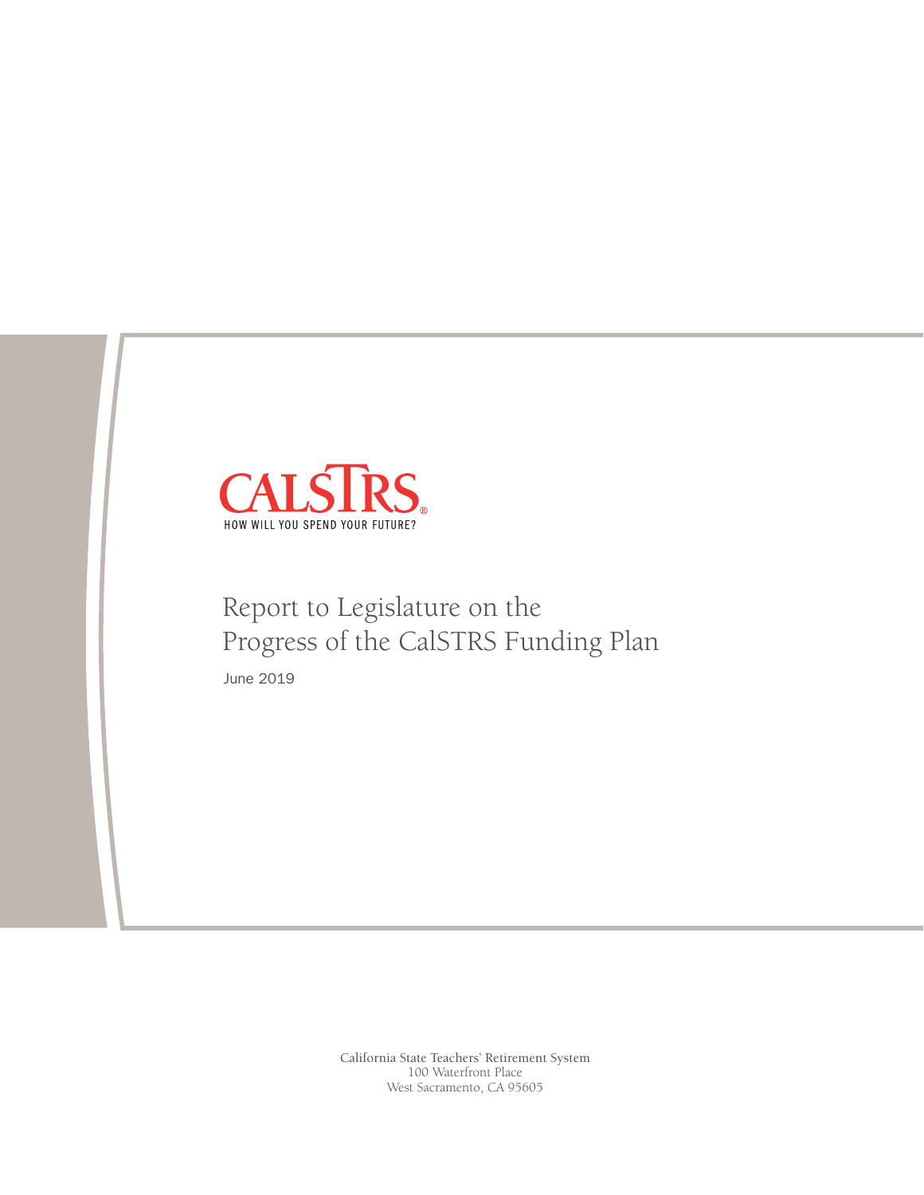CALSTRS®

HOW WILL YOU SPEND YOUR FUTURE?

# Report to Legislature on the Progress of the CalSTRS Funding Plan

June 2019

California State Teachers' Retirement System
100 Waterfront Place
West Sacramento, CA 95605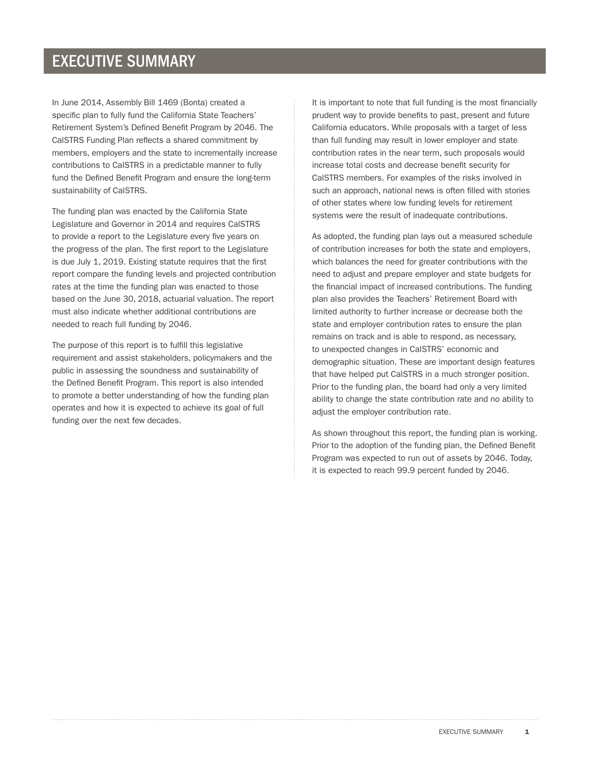# EXECUTIVE SUMMARY

In June 2014, Assembly Bill 1469 (Bonta) created a specific plan to fully fund the California State Teachers' Retirement System's Defined Benefit Program by 2046. The CalSTRS Funding Plan reflects a shared commitment by members, employers and the state to incrementally increase contributions to CalSTRS in a predictable manner to fully fund the Defined Benefit Program and ensure the long-term sustainability of CalSTRS.

The funding plan was enacted by the California State Legislature and Governor in 2014 and requires CalSTRS to provide a report to the Legislature every five years on the progress of the plan. The first report to the Legislature is due July 1, 2019. Existing statute requires that the first report compare the funding levels and projected contribution rates at the time the funding plan was enacted to those based on the June 30, 2018, actuarial valuation. The report must also indicate whether additional contributions are needed to reach full funding by 2046.

The purpose of this report is to fulfill this legislative requirement and assist stakeholders, policymakers and the public in assessing the soundness and sustainability of the Defined Benefit Program. This report is also intended to promote a better understanding of how the funding plan operates and how it is expected to achieve its goal of full funding over the next few decades.

It is important to note that full funding is the most financially prudent way to provide benefits to past, present and future California educators. While proposals with a target of less than full funding may result in lower employer and state contribution rates in the near term, such proposals would increase total costs and decrease benefit security for CalSTRS members. For examples of the risks involved in such an approach, national news is often filled with stories of other states where low funding levels for retirement systems were the result of inadequate contributions.

As adopted, the funding plan lays out a measured schedule of contribution increases for both the state and employers, which balances the need for greater contributions with the need to adjust and prepare employer and state budgets for the financial impact of increased contributions. The funding plan also provides the Teachers' Retirement Board with limited authority to further increase or decrease both the state and employer contribution rates to ensure the plan remains on track and is able to respond, as necessary, to unexpected changes in CalSTRS' economic and demographic situation. These are important design features that have helped put CalSTRS in a much stronger position. Prior to the funding plan, the board had only a very limited ability to change the state contribution rate and no ability to adjust the employer contribution rate.

As shown throughout this report, the funding plan is working. Prior to the adoption of the funding plan, the Defined Benefit Program was expected to run out of assets by 2046. Today, it is expected to reach 99.9 percent funded by 2046.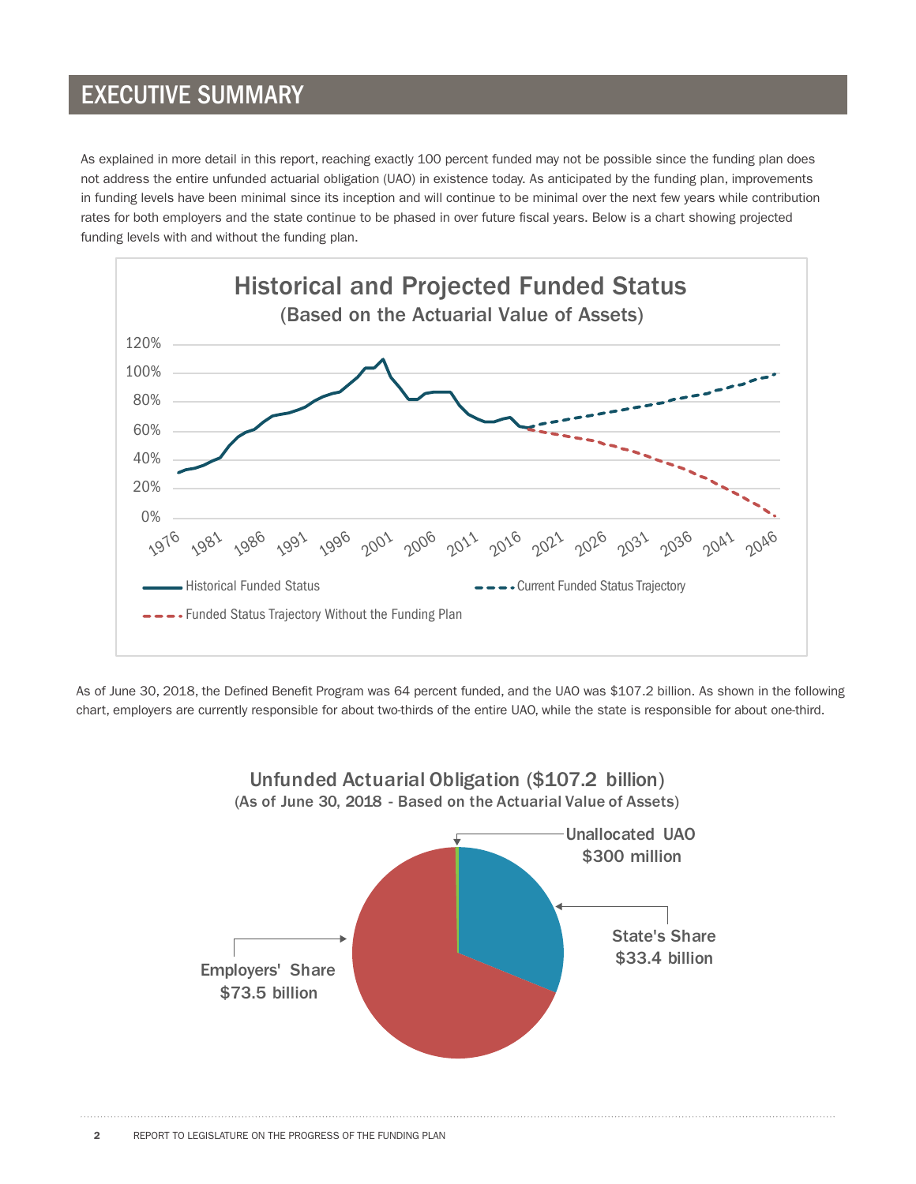# EXECUTIVE SUMMARY

As explained in more detail in this report, reaching exactly 100 percent funded may not be possible since the funding plan does not address the entire unfunded actuarial obligation (UAO) in existence today. As anticipated by the funding plan, improvements in funding levels have been minimal since its inception and will continue to be minimal over the next few years while contribution rates for both employers and the state continue to be phased in over future fiscal years. Below is a chart showing projected funding levels with and without the funding plan.

**Historical and Projected Funded Status**
(Based on the Actuarial Value of Assets)

As of June 30, 2018, the Defined Benefit Program was 64 percent funded, and the UAO was $107.2 billion. As shown in the following chart, employers are currently responsible for about two-thirds of the entire UAO, while the state is responsible for about one-third.

**Unfunded Actuarial Obligation ($107.2 billion)**
(As of June 30, 2018 - Based on the Actuarial Value of Assets)

- Unallocated UAO $300 million
- State's Share $33.4 billion
- Employers' Share $73.5 billion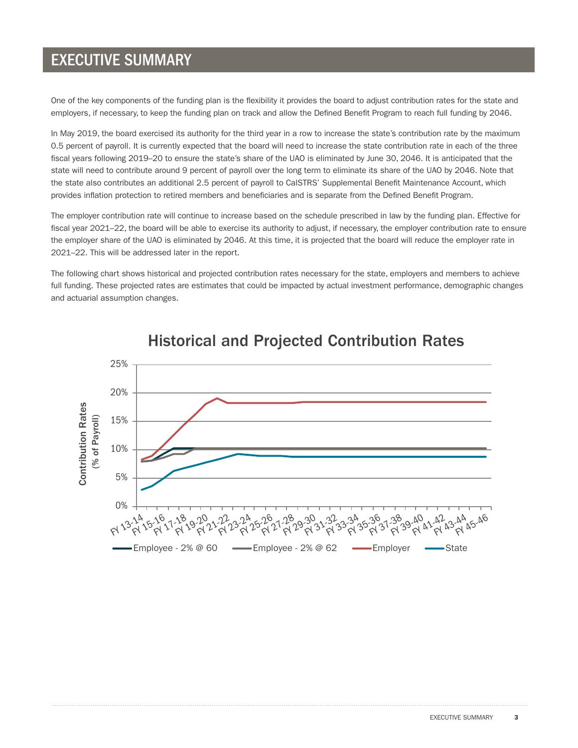# EXECUTIVE SUMMARY

One of the key components of the funding plan is the flexibility it provides the board to adjust contribution rates for the state and employers, if necessary, to keep the funding plan on track and allow the Defined Benefit Program to reach full funding by 2046.

In May 2019, the board exercised its authority for the third year in a row to increase the state's contribution rate by the maximum 0.5 percent of payroll. It is currently expected that the board will need to increase the state contribution rate in each of the three fiscal years following 2019–20 to ensure the state's share of the UAO is eliminated by June 30, 2046. It is anticipated that the state will need to contribute around 9 percent of payroll over the long term to eliminate its share of the UAO by 2046. Note that the state also contributes an additional 2.5 percent of payroll to CalSTRS' Supplemental Benefit Maintenance Account, which provides inflation protection to retired members and beneficiaries and is separate from the Defined Benefit Program.

The employer contribution rate will continue to increase based on the schedule prescribed in law by the funding plan. Effective for fiscal year 2021–22, the board will be able to exercise its authority to adjust, if necessary, the employer contribution rate to ensure the employer share of the UAO is eliminated by 2046. At this time, it is projected that the board will reduce the employer rate in 2021–22. This will be addressed later in the report.

The following chart shows historical and projected contribution rates necessary for the state, employers and members to achieve full funding. These projected rates are estimates that could be impacted by actual investment performance, demographic changes and actuarial assumption changes.

**Historical and Projected Contribution Rates**

Contribution Rates (% of Payroll)

Legend: Employee - 2% @ 60, Employee - 2% @ 62, Employer, State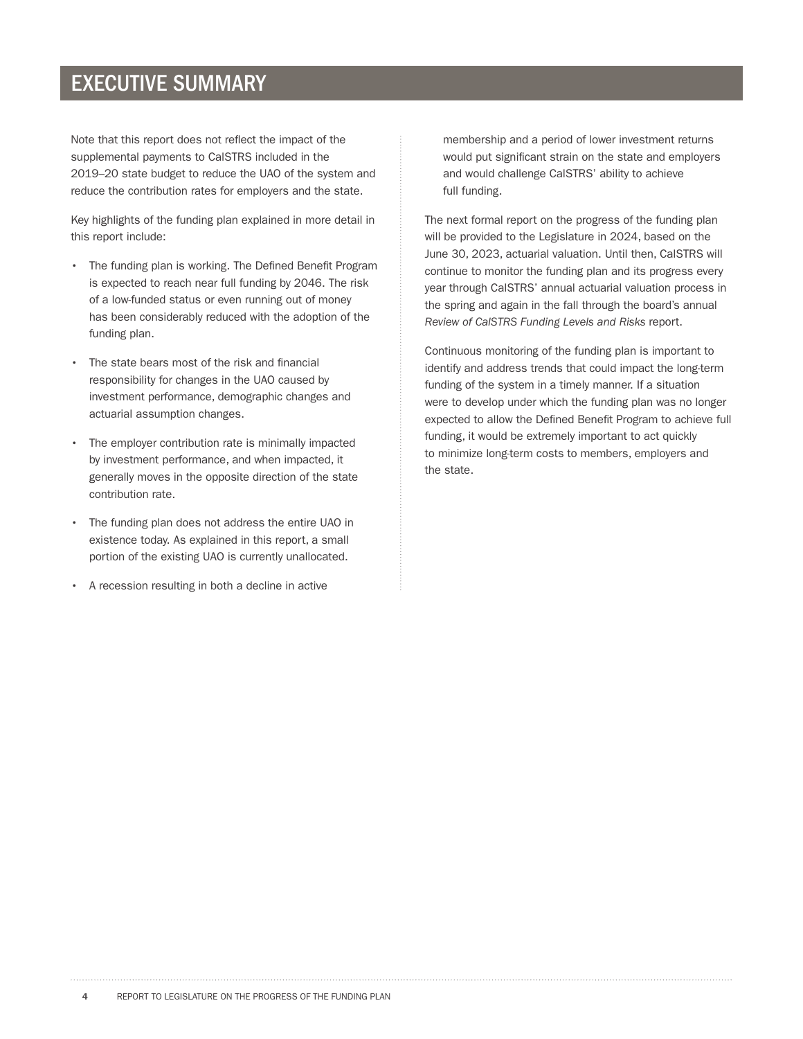# EXECUTIVE SUMMARY

Note that this report does not reflect the impact of the supplemental payments to CalSTRS included in the 2019–20 state budget to reduce the UAO of the system and reduce the contribution rates for employers and the state.

Key highlights of the funding plan explained in more detail in this report include:

- The funding plan is working. The Defined Benefit Program is expected to reach near full funding by 2046. The risk of a low-funded status or even running out of money has been considerably reduced with the adoption of the funding plan.
- The state bears most of the risk and financial responsibility for changes in the UAO caused by investment performance, demographic changes and actuarial assumption changes.
- The employer contribution rate is minimally impacted by investment performance, and when impacted, it generally moves in the opposite direction of the state contribution rate.
- The funding plan does not address the entire UAO in existence today. As explained in this report, a small portion of the existing UAO is currently unallocated.
- A recession resulting in both a decline in active membership and a period of lower investment returns would put significant strain on the state and employers and would challenge CalSTRS' ability to achieve full funding.

The next formal report on the progress of the funding plan will be provided to the Legislature in 2024, based on the June 30, 2023, actuarial valuation. Until then, CalSTRS will continue to monitor the funding plan and its progress every year through CalSTRS' annual actuarial valuation process in the spring and again in the fall through the board's annual *Review of CalSTRS Funding Levels and Risks* report.

Continuous monitoring of the funding plan is important to identify and address trends that could impact the long-term funding of the system in a timely manner. If a situation were to develop under which the funding plan was no longer expected to allow the Defined Benefit Program to achieve full funding, it would be extremely important to act quickly to minimize long-term costs to members, employers and the state.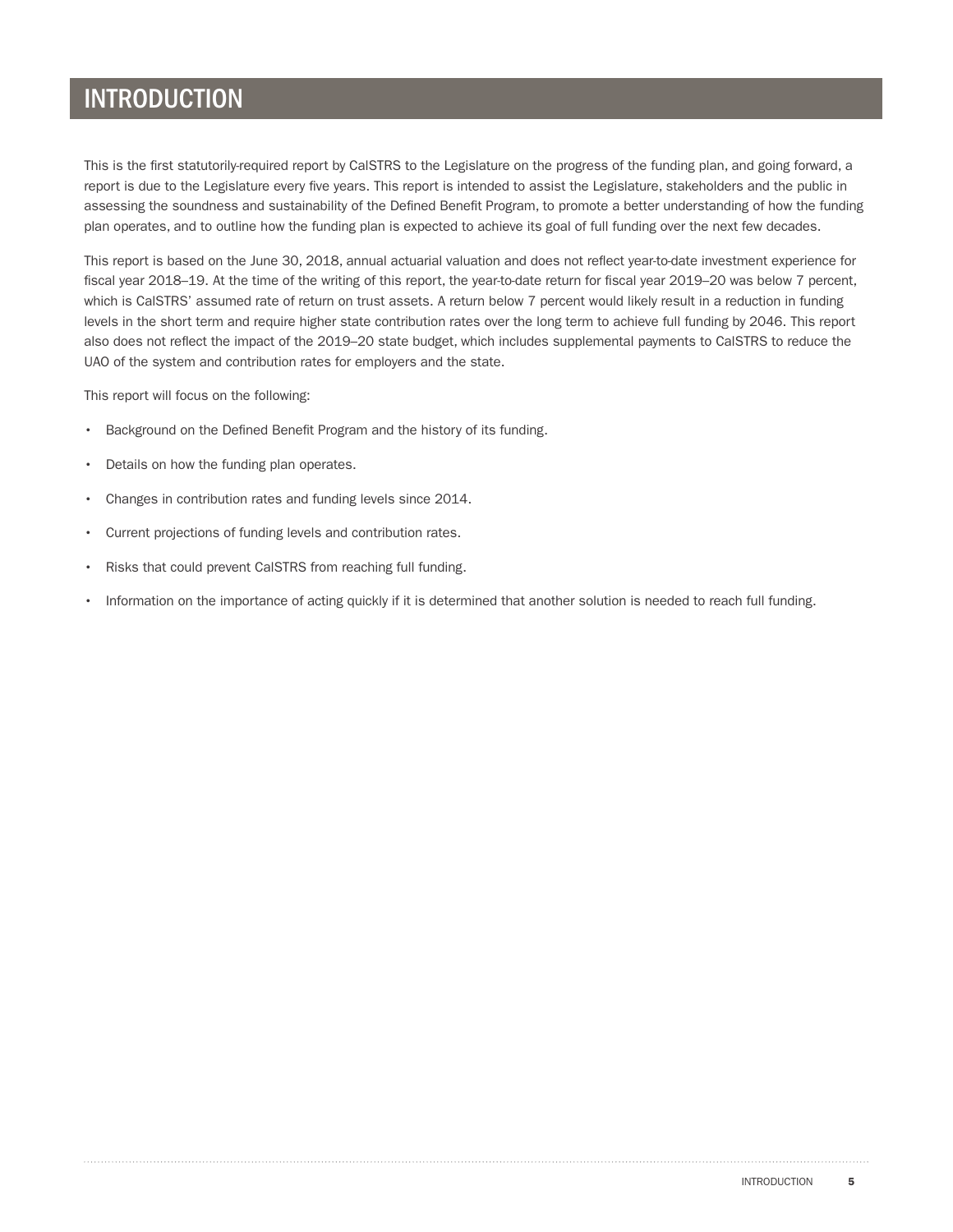# INTRODUCTION

This is the first statutorily-required report by CalSTRS to the Legislature on the progress of the funding plan, and going forward, a report is due to the Legislature every five years. This report is intended to assist the Legislature, stakeholders and the public in assessing the soundness and sustainability of the Defined Benefit Program, to promote a better understanding of how the funding plan operates, and to outline how the funding plan is expected to achieve its goal of full funding over the next few decades.

This report is based on the June 30, 2018, annual actuarial valuation and does not reflect year-to-date investment experience for fiscal year 2018–19. At the time of the writing of this report, the year-to-date return for fiscal year 2019–20 was below 7 percent, which is CalSTRS' assumed rate of return on trust assets. A return below 7 percent would likely result in a reduction in funding levels in the short term and require higher state contribution rates over the long term to achieve full funding by 2046. This report also does not reflect the impact of the 2019–20 state budget, which includes supplemental payments to CalSTRS to reduce the UAO of the system and contribution rates for employers and the state.

This report will focus on the following:

- Background on the Defined Benefit Program and the history of its funding.
- Details on how the funding plan operates.
- Changes in contribution rates and funding levels since 2014.
- Current projections of funding levels and contribution rates.
- Risks that could prevent CalSTRS from reaching full funding.
- Information on the importance of acting quickly if it is determined that another solution is needed to reach full funding.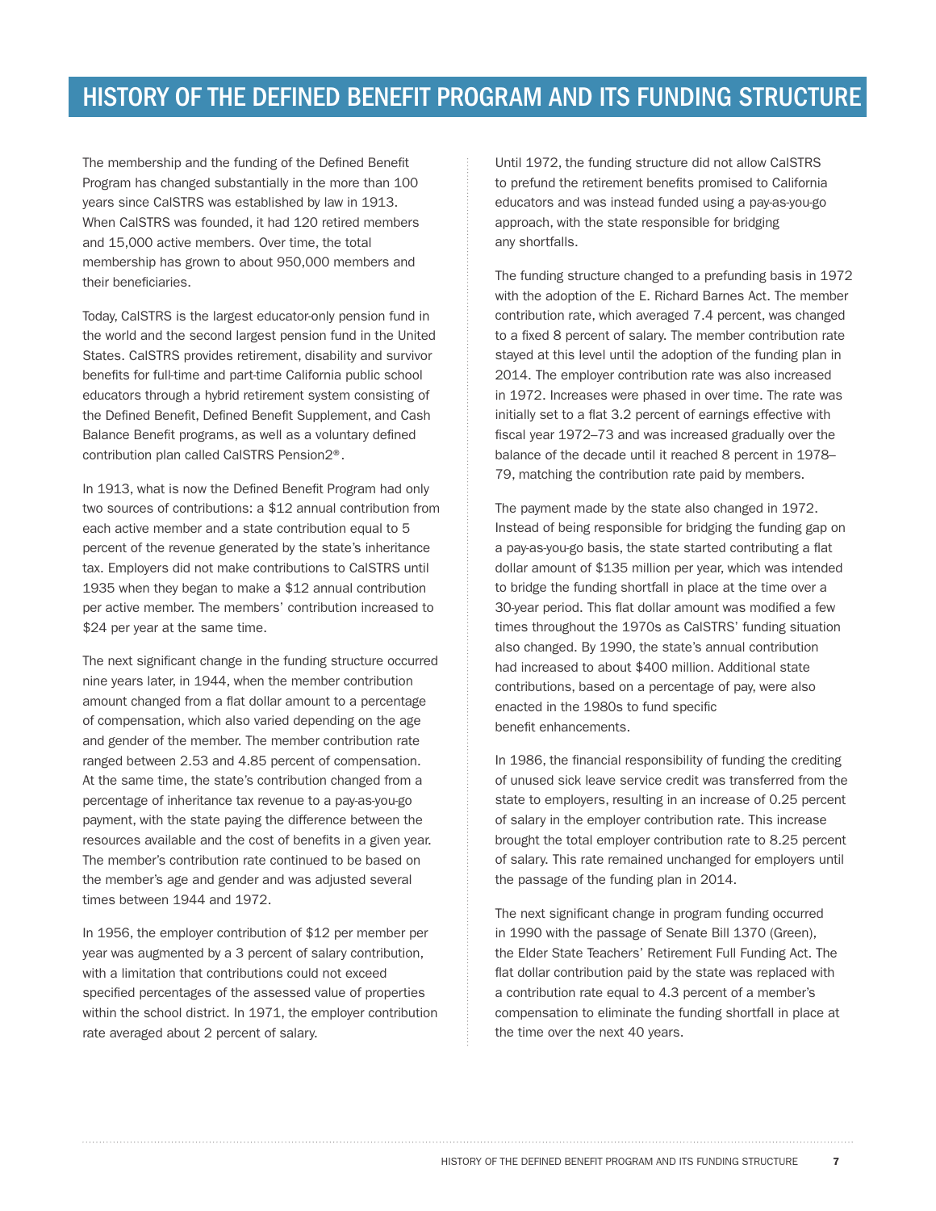# HISTORY OF THE DEFINED BENEFIT PROGRAM AND ITS FUNDING STRUCTURE

The membership and the funding of the Defined Benefit Program has changed substantially in the more than 100 years since CalSTRS was established by law in 1913. When CalSTRS was founded, it had 120 retired members and 15,000 active members. Over time, the total membership has grown to about 950,000 members and their beneficiaries.

Today, CalSTRS is the largest educator-only pension fund in the world and the second largest pension fund in the United States. CalSTRS provides retirement, disability and survivor benefits for full-time and part-time California public school educators through a hybrid retirement system consisting of the Defined Benefit, Defined Benefit Supplement, and Cash Balance Benefit programs, as well as a voluntary defined contribution plan called CalSTRS Pension2®.

In 1913, what is now the Defined Benefit Program had only two sources of contributions: a $12 annual contribution from each active member and a state contribution equal to 5 percent of the revenue generated by the state's inheritance tax. Employers did not make contributions to CalSTRS until 1935 when they began to make a $12 annual contribution per active member. The members' contribution increased to $24 per year at the same time.

The next significant change in the funding structure occurred nine years later, in 1944, when the member contribution amount changed from a flat dollar amount to a percentage of compensation, which also varied depending on the age and gender of the member. The member contribution rate ranged between 2.53 and 4.85 percent of compensation. At the same time, the state's contribution changed from a percentage of inheritance tax revenue to a pay-as-you-go payment, with the state paying the difference between the resources available and the cost of benefits in a given year. The member's contribution rate continued to be based on the member's age and gender and was adjusted several times between 1944 and 1972.

In 1956, the employer contribution of $12 per member per year was augmented by a 3 percent of salary contribution, with a limitation that contributions could not exceed specified percentages of the assessed value of properties within the school district. In 1971, the employer contribution rate averaged about 2 percent of salary.

Until 1972, the funding structure did not allow CalSTRS to prefund the retirement benefits promised to California educators and was instead funded using a pay-as-you-go approach, with the state responsible for bridging any shortfalls.

The funding structure changed to a prefunding basis in 1972 with the adoption of the E. Richard Barnes Act. The member contribution rate, which averaged 7.4 percent, was changed to a fixed 8 percent of salary. The member contribution rate stayed at this level until the adoption of the funding plan in 2014. The employer contribution rate was also increased in 1972. Increases were phased in over time. The rate was initially set to a flat 3.2 percent of earnings effective with fiscal year 1972–73 and was increased gradually over the balance of the decade until it reached 8 percent in 1978–79, matching the contribution rate paid by members.

The payment made by the state also changed in 1972. Instead of being responsible for bridging the funding gap on a pay-as-you-go basis, the state started contributing a flat dollar amount of $135 million per year, which was intended to bridge the funding shortfall in place at the time over a 30-year period. This flat dollar amount was modified a few times throughout the 1970s as CalSTRS' funding situation also changed. By 1990, the state's annual contribution had increased to about $400 million. Additional state contributions, based on a percentage of pay, were also enacted in the 1980s to fund specific benefit enhancements.

In 1986, the financial responsibility of funding the crediting of unused sick leave service credit was transferred from the state to employers, resulting in an increase of 0.25 percent of salary in the employer contribution rate. This increase brought the total employer contribution rate to 8.25 percent of salary. This rate remained unchanged for employers until the passage of the funding plan in 2014.

The next significant change in program funding occurred in 1990 with the passage of Senate Bill 1370 (Green), the Elder State Teachers' Retirement Full Funding Act. The flat dollar contribution paid by the state was replaced with a contribution rate equal to 4.3 percent of a member's compensation to eliminate the funding shortfall in place at the time over the next 40 years.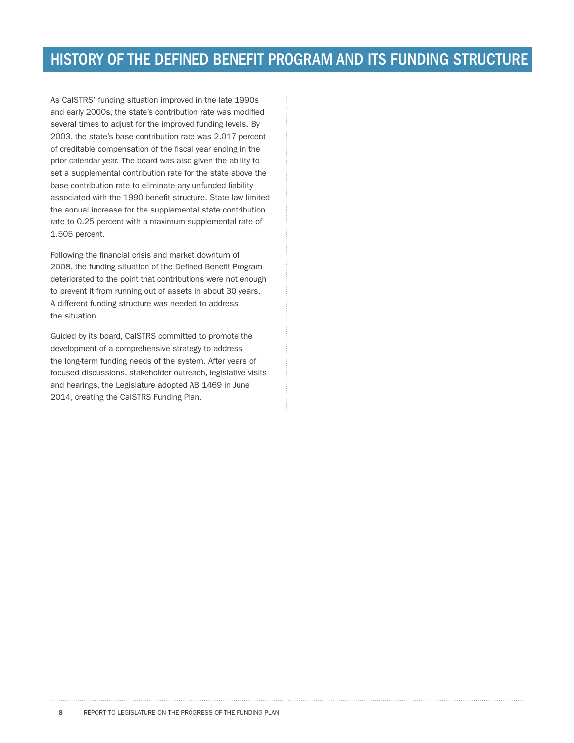# HISTORY OF THE DEFINED BENEFIT PROGRAM AND ITS FUNDING STRUCTURE

As CalSTRS' funding situation improved in the late 1990s and early 2000s, the state's contribution rate was modified several times to adjust for the improved funding levels. By 2003, the state's base contribution rate was 2.017 percent of creditable compensation of the fiscal year ending in the prior calendar year. The board was also given the ability to set a supplemental contribution rate for the state above the base contribution rate to eliminate any unfunded liability associated with the 1990 benefit structure. State law limited the annual increase for the supplemental state contribution rate to 0.25 percent with a maximum supplemental rate of 1.505 percent.

Following the financial crisis and market downturn of 2008, the funding situation of the Defined Benefit Program deteriorated to the point that contributions were not enough to prevent it from running out of assets in about 30 years. A different funding structure was needed to address the situation.

Guided by its board, CalSTRS committed to promote the development of a comprehensive strategy to address the long-term funding needs of the system. After years of focused discussions, stakeholder outreach, legislative visits and hearings, the Legislature adopted AB 1469 in June 2014, creating the CalSTRS Funding Plan.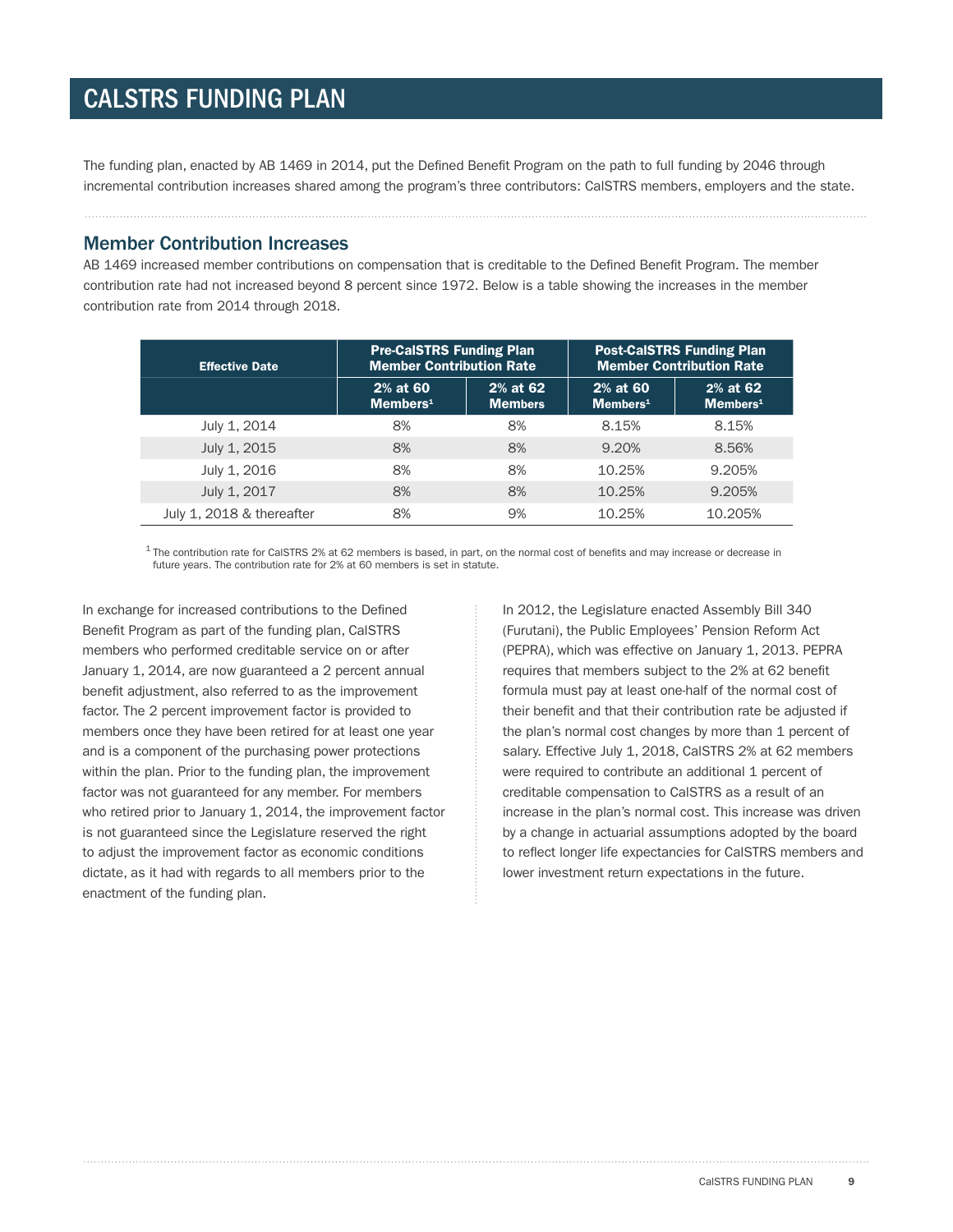# CALSTRS FUNDING PLAN

The funding plan, enacted by AB 1469 in 2014, put the Defined Benefit Program on the path to full funding by 2046 through incremental contribution increases shared among the program's three contributors: CalSTRS members, employers and the state.

## Member Contribution Increases

AB 1469 increased member contributions on compensation that is creditable to the Defined Benefit Program. The member contribution rate had not increased beyond 8 percent since 1972. Below is a table showing the increases in the member contribution rate from 2014 through 2018.

| Effective Date | Pre-CalSTRS Funding Plan Member Contribution Rate | | Post-CalSTRS Funding Plan Member Contribution Rate | |
|---|---|---|---|---|
| | 2% at 60 Members[1] | 2% at 62 Members | 2% at 60 Members[1] | 2% at 62 Members[1] |
| July 1, 2014 | 8% | 8% | 8.15% | 8.15% |
| July 1, 2015 | 8% | 8% | 9.20% | 8.56% |
| July 1, 2016 | 8% | 8% | 10.25% | 9.205% |
| July 1, 2017 | 8% | 8% | 10.25% | 9.205% |
| July 1, 2018 & thereafter | 8% | 9% | 10.25% | 10.205% |

[1] The contribution rate for CalSTRS 2% at 62 members is based, in part, on the normal cost of benefits and may increase or decrease in future years. The contribution rate for 2% at 60 members is set in statute.

In exchange for increased contributions to the Defined Benefit Program as part of the funding plan, CalSTRS members who performed creditable service on or after January 1, 2014, are now guaranteed a 2 percent annual benefit adjustment, also referred to as the improvement factor. The 2 percent improvement factor is provided to members once they have been retired for at least one year and is a component of the purchasing power protections within the plan. Prior to the funding plan, the improvement factor was not guaranteed for any member. For members who retired prior to January 1, 2014, the improvement factor is not guaranteed since the Legislature reserved the right to adjust the improvement factor as economic conditions dictate, as it had with regards to all members prior to the enactment of the funding plan.

In 2012, the Legislature enacted Assembly Bill 340 (Furutani), the Public Employees' Pension Reform Act (PEPRA), which was effective on January 1, 2013. PEPRA requires that members subject to the 2% at 62 benefit formula must pay at least one-half of the normal cost of their benefit and that their contribution rate be adjusted if the plan's normal cost changes by more than 1 percent of salary. Effective July 1, 2018, CalSTRS 2% at 62 members were required to contribute an additional 1 percent of creditable compensation to CalSTRS as a result of an increase in the plan's normal cost. This increase was driven by a change in actuarial assumptions adopted by the board to reflect longer life expectancies for CalSTRS members and lower investment return expectations in the future.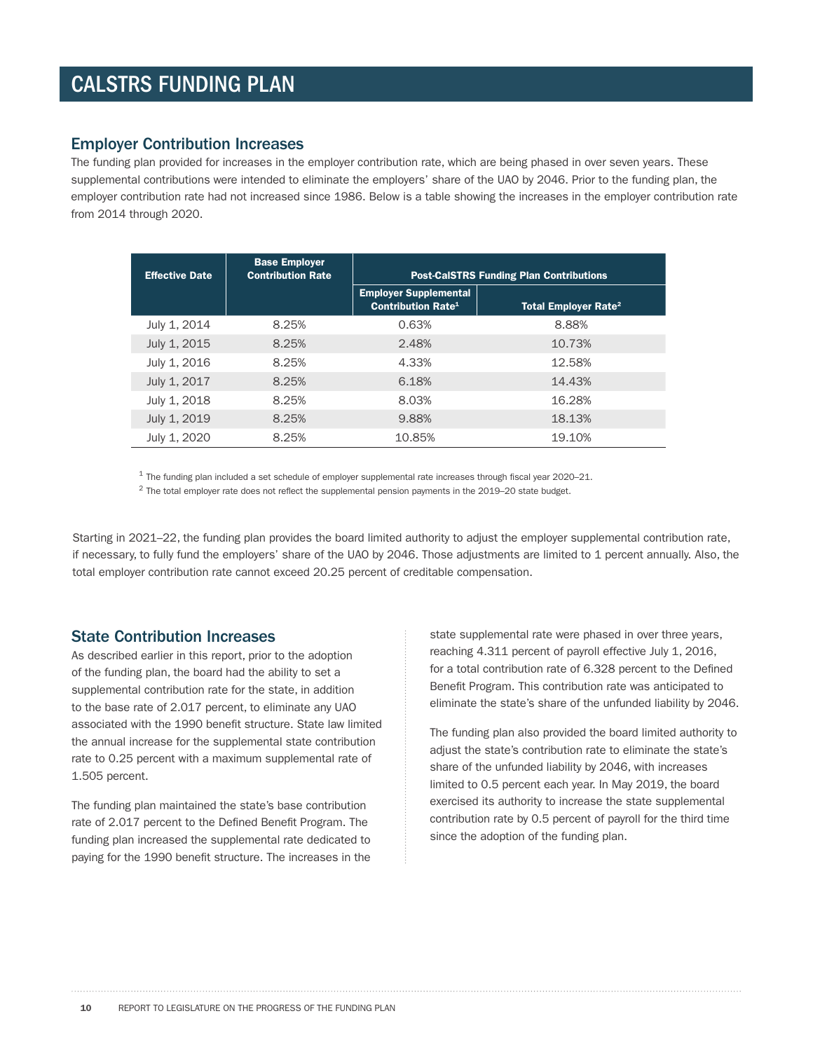# CALSTRS FUNDING PLAN

## Employer Contribution Increases

The funding plan provided for increases in the employer contribution rate, which are being phased in over seven years. These supplemental contributions were intended to eliminate the employers' share of the UAO by 2046. Prior to the funding plan, the employer contribution rate had not increased since 1986. Below is a table showing the increases in the employer contribution rate from 2014 through 2020.

| Effective Date | Base Employer Contribution Rate | Post-CalSTRS Funding Plan Contributions | |
|---|---|---|---|
| | | Employer Supplemental Contribution Rate[1] | Total Employer Rate[2] |
| July 1, 2014 | 8.25% | 0.63% | 8.88% |
| July 1, 2015 | 8.25% | 2.48% | 10.73% |
| July 1, 2016 | 8.25% | 4.33% | 12.58% |
| July 1, 2017 | 8.25% | 6.18% | 14.43% |
| July 1, 2018 | 8.25% | 8.03% | 16.28% |
| July 1, 2019 | 8.25% | 9.88% | 18.13% |
| July 1, 2020 | 8.25% | 10.85% | 19.10% |

[1] The funding plan included a set schedule of employer supplemental rate increases through fiscal year 2020–21.

[2] The total employer rate does not reflect the supplemental pension payments in the 2019–20 state budget.

Starting in 2021–22, the funding plan provides the board limited authority to adjust the employer supplemental contribution rate, if necessary, to fully fund the employers' share of the UAO by 2046. Those adjustments are limited to 1 percent annually. Also, the total employer contribution rate cannot exceed 20.25 percent of creditable compensation.

## State Contribution Increases

As described earlier in this report, prior to the adoption of the funding plan, the board had the ability to set a supplemental contribution rate for the state, in addition to the base rate of 2.017 percent, to eliminate any UAO associated with the 1990 benefit structure. State law limited the annual increase for the supplemental state contribution rate to 0.25 percent with a maximum supplemental rate of 1.505 percent.

The funding plan maintained the state's base contribution rate of 2.017 percent to the Defined Benefit Program. The funding plan increased the supplemental rate dedicated to paying for the 1990 benefit structure. The increases in the state supplemental rate were phased in over three years, reaching 4.311 percent of payroll effective July 1, 2016, for a total contribution rate of 6.328 percent to the Defined Benefit Program. This contribution rate was anticipated to eliminate the state's share of the unfunded liability by 2046.

The funding plan also provided the board limited authority to adjust the state's contribution rate to eliminate the state's share of the unfunded liability by 2046, with increases limited to 0.5 percent each year. In May 2019, the board exercised its authority to increase the state supplemental contribution rate by 0.5 percent of payroll for the third time since the adoption of the funding plan.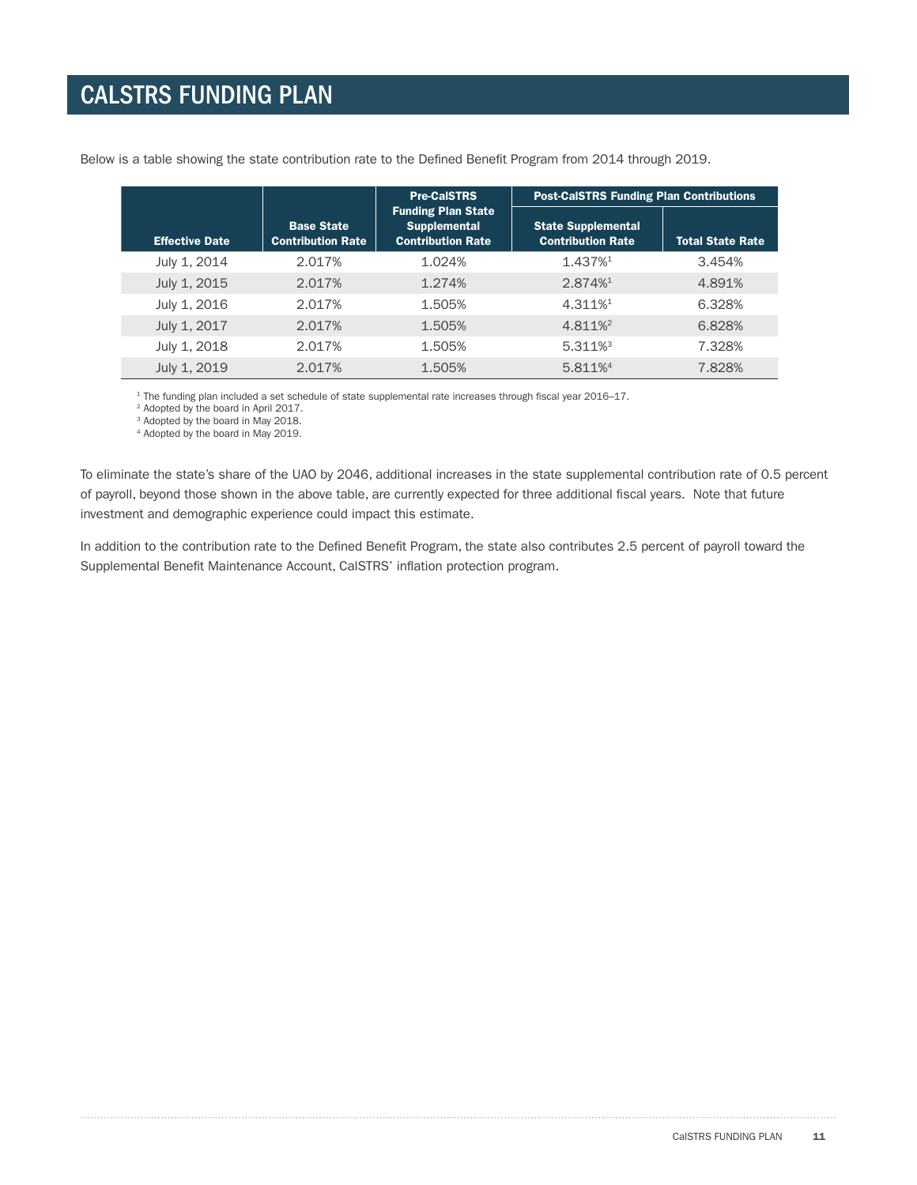# CALSTRS FUNDING PLAN

Below is a table showing the state contribution rate to the Defined Benefit Program from 2014 through 2019.

| Effective Date | Base State Contribution Rate | Pre-CalSTRS Funding Plan State Supplemental Contribution Rate | Post-CalSTRS Funding Plan Contributions | |
|---|---|---|---|---|
| | | | State Supplemental Contribution Rate | Total State Rate |
| July 1, 2014 | 2.017% | 1.024% | 1.437%[1] | 3.454% |
| July 1, 2015 | 2.017% | 1.274% | 2.874%[1] | 4.891% |
| July 1, 2016 | 2.017% | 1.505% | 4.311%[1] | 6.328% |
| July 1, 2017 | 2.017% | 1.505% | 4.811%[2] | 6.828% |
| July 1, 2018 | 2.017% | 1.505% | 5.311%[3] | 7.328% |
| July 1, 2019 | 2.017% | 1.505% | 5.811%[4] | 7.828% |

[1] The funding plan included a set schedule of state supplemental rate increases through fiscal year 2016–17.
[2] Adopted by the board in April 2017.
[3] Adopted by the board in May 2018.
[4] Adopted by the board in May 2019.

To eliminate the state's share of the UAO by 2046, additional increases in the state supplemental contribution rate of 0.5 percent of payroll, beyond those shown in the above table, are currently expected for three additional fiscal years. Note that future investment and demographic experience could impact this estimate.

In addition to the contribution rate to the Defined Benefit Program, the state also contributes 2.5 percent of payroll toward the Supplemental Benefit Maintenance Account, CalSTRS' inflation protection program.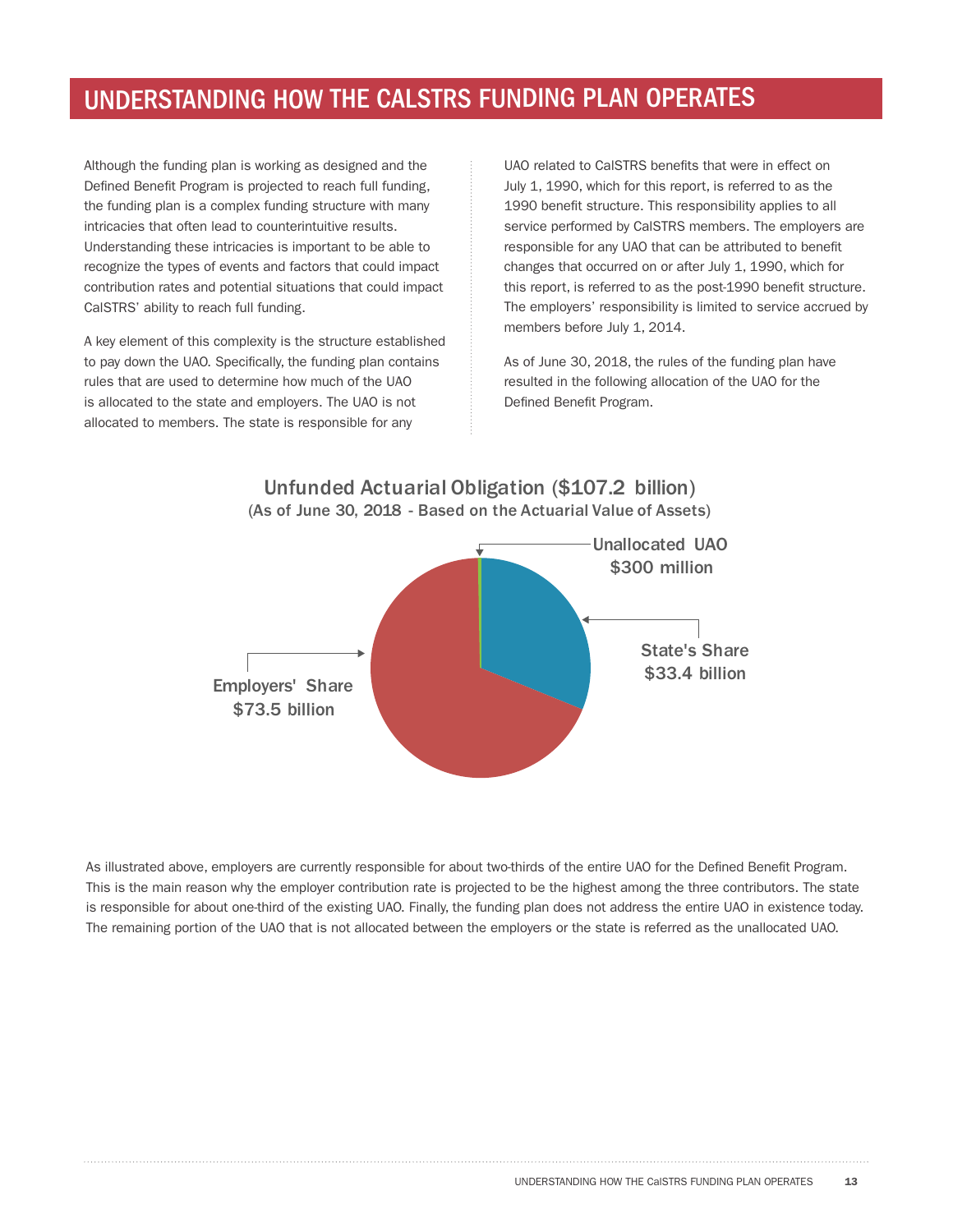# UNDERSTANDING HOW THE CALSTRS FUNDING PLAN OPERATES

Although the funding plan is working as designed and the Defined Benefit Program is projected to reach full funding, the funding plan is a complex funding structure with many intricacies that often lead to counterintuitive results. Understanding these intricacies is important to be able to recognize the types of events and factors that could impact contribution rates and potential situations that could impact CalSTRS' ability to reach full funding.

A key element of this complexity is the structure established to pay down the UAO. Specifically, the funding plan contains rules that are used to determine how much of the UAO is allocated to the state and employers. The UAO is not allocated to members. The state is responsible for any UAO related to CalSTRS benefits that were in effect on July 1, 1990, which for this report, is referred to as the 1990 benefit structure. This responsibility applies to all service performed by CalSTRS members. The employers are responsible for any UAO that can be attributed to benefit changes that occurred on or after July 1, 1990, which for this report, is referred to as the post-1990 benefit structure. The employers' responsibility is limited to service accrued by members before July 1, 2014.

As of June 30, 2018, the rules of the funding plan have resulted in the following allocation of the UAO for the Defined Benefit Program.

**Unfunded Actuarial Obligation ($107.2 billion)**
**(As of June 30, 2018 - Based on the Actuarial Value of Assets)**

- Unallocated UAO: $300 million
- State's Share: $33.4 billion
- Employers' Share: $73.5 billion

As illustrated above, employers are currently responsible for about two-thirds of the entire UAO for the Defined Benefit Program. This is the main reason why the employer contribution rate is projected to be the highest among the three contributors. The state is responsible for about one-third of the existing UAO. Finally, the funding plan does not address the entire UAO in existence today. The remaining portion of the UAO that is not allocated between the employers or the state is referred as the unallocated UAO.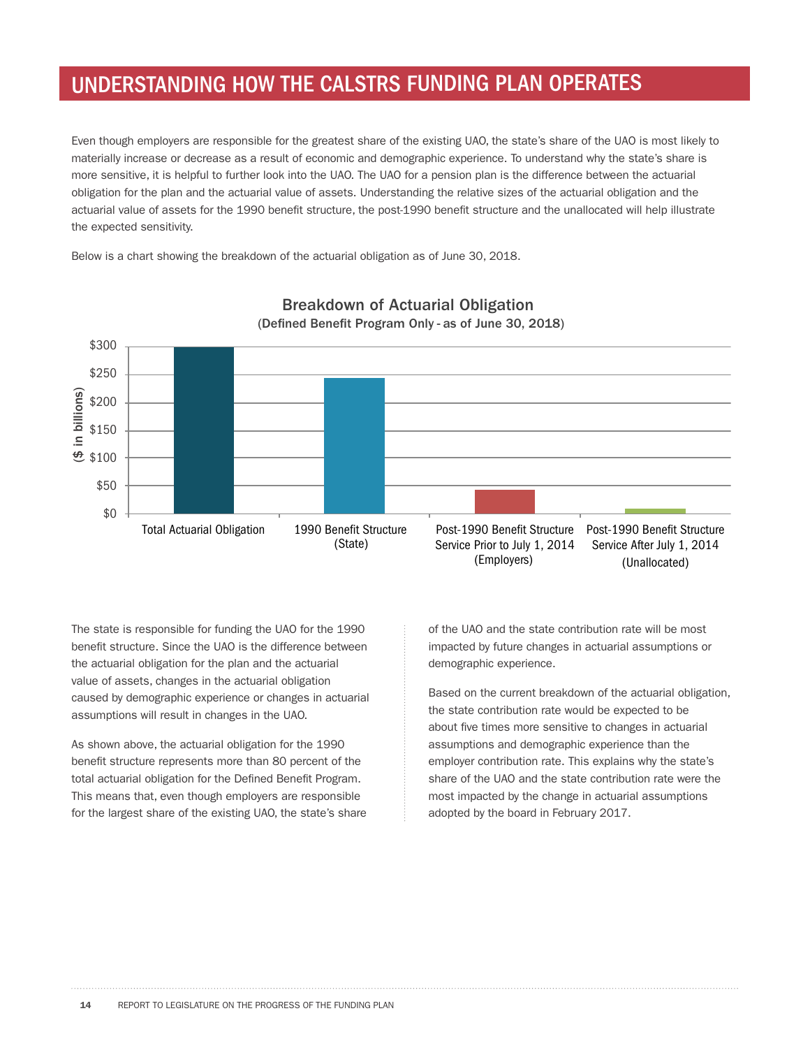# UNDERSTANDING HOW THE CALSTRS FUNDING PLAN OPERATES

Even though employers are responsible for the greatest share of the existing UAO, the state's share of the UAO is most likely to materially increase or decrease as a result of economic and demographic experience. To understand why the state's share is more sensitive, it is helpful to further look into the UAO. The UAO for a pension plan is the difference between the actuarial obligation for the plan and the actuarial value of assets. Understanding the relative sizes of the actuarial obligation and the actuarial value of assets for the 1990 benefit structure, the post-1990 benefit structure and the unallocated will help illustrate the expected sensitivity.

Below is a chart showing the breakdown of the actuarial obligation as of June 30, 2018.

**Breakdown of Actuarial Obligation**
(Defined Benefit Program Only - as of June 30, 2018)

($ in billions)

| Category | Approximate Value |
|---|---|
| Total Actuarial Obligation | ~$300 |
| 1990 Benefit Structure (State) | ~$245 |
| Post-1990 Benefit Structure Service Prior to July 1, 2014 (Employers) | ~$43 |
| Post-1990 Benefit Structure Service After July 1, 2014 (Unallocated) | ~$9 |

The state is responsible for funding the UAO for the 1990 benefit structure. Since the UAO is the difference between the actuarial obligation for the plan and the actuarial value of assets, changes in the actuarial obligation caused by demographic experience or changes in actuarial assumptions will result in changes in the UAO.

As shown above, the actuarial obligation for the 1990 benefit structure represents more than 80 percent of the total actuarial obligation for the Defined Benefit Program. This means that, even though employers are responsible for the largest share of the existing UAO, the state's share of the UAO and the state contribution rate will be most impacted by future changes in actuarial assumptions or demographic experience.

Based on the current breakdown of the actuarial obligation, the state contribution rate would be expected to be about five times more sensitive to changes in actuarial assumptions and demographic experience than the employer contribution rate. This explains why the state's share of the UAO and the state contribution rate were the most impacted by the change in actuarial assumptions adopted by the board in February 2017.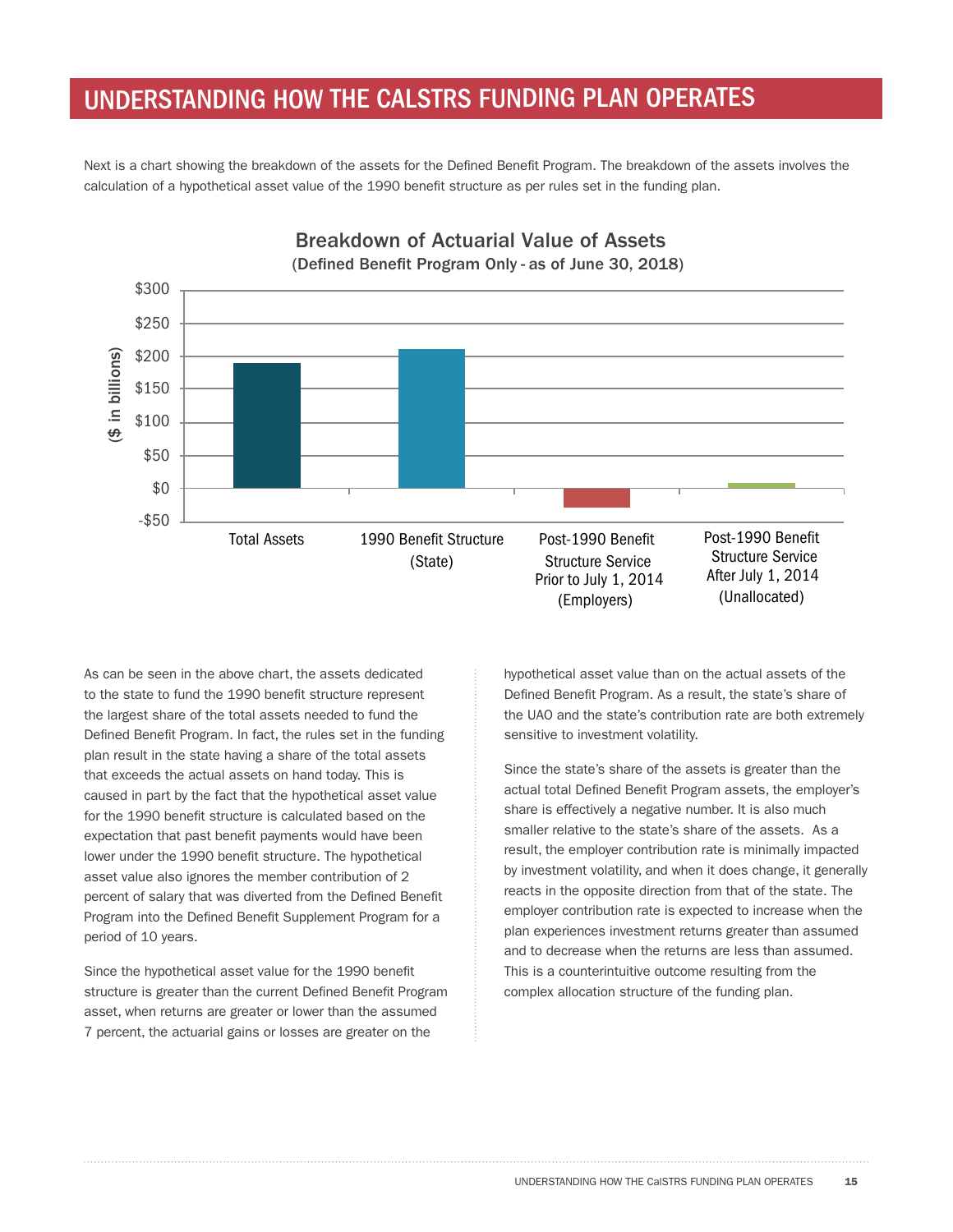# UNDERSTANDING HOW THE CALSTRS FUNDING PLAN OPERATES

Next is a chart showing the breakdown of the assets for the Defined Benefit Program. The breakdown of the assets involves the calculation of a hypothetical asset value of the 1990 benefit structure as per rules set in the funding plan.

**Breakdown of Actuarial Value of Assets**
(Defined Benefit Program Only - as of June 30, 2018)

($ in billions)

Categories: Total Assets; 1990 Benefit Structure (State); Post-1990 Benefit Structure Service Prior to July 1, 2014 (Employers); Post-1990 Benefit Structure Service After July 1, 2014 (Unallocated)

As can be seen in the above chart, the assets dedicated to the state to fund the 1990 benefit structure represent the largest share of the total assets needed to fund the Defined Benefit Program. In fact, the rules set in the funding plan result in the state having a share of the total assets that exceeds the actual assets on hand today. This is caused in part by the fact that the hypothetical asset value for the 1990 benefit structure is calculated based on the expectation that past benefit payments would have been lower under the 1990 benefit structure. The hypothetical asset value also ignores the member contribution of 2 percent of salary that was diverted from the Defined Benefit Program into the Defined Benefit Supplement Program for a period of 10 years.

Since the hypothetical asset value for the 1990 benefit structure is greater than the current Defined Benefit Program asset, when returns are greater or lower than the assumed 7 percent, the actuarial gains or losses are greater on the hypothetical asset value than on the actual assets of the Defined Benefit Program. As a result, the state's share of the UAO and the state's contribution rate are both extremely sensitive to investment volatility.

Since the state's share of the assets is greater than the actual total Defined Benefit Program assets, the employer's share is effectively a negative number. It is also much smaller relative to the state's share of the assets. As a result, the employer contribution rate is minimally impacted by investment volatility, and when it does change, it generally reacts in the opposite direction from that of the state. The employer contribution rate is expected to increase when the plan experiences investment returns greater than assumed and to decrease when the returns are less than assumed. This is a counterintuitive outcome resulting from the complex allocation structure of the funding plan.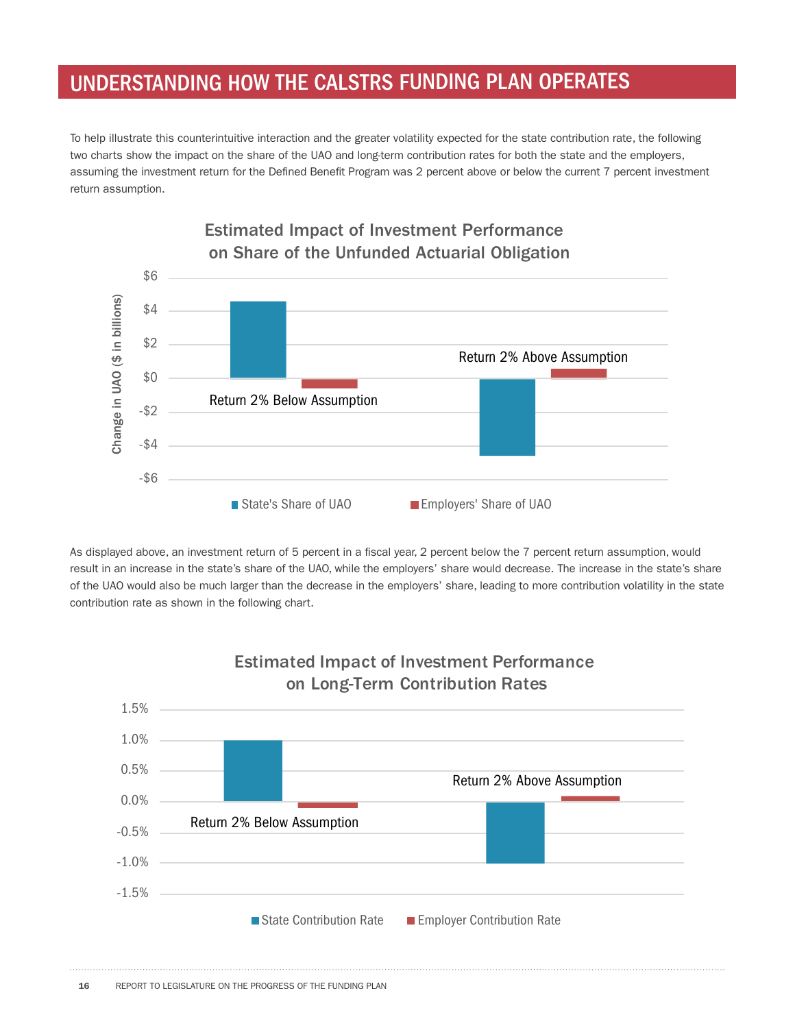## UNDERSTANDING HOW THE CALSTRS FUNDING PLAN OPERATES

To help illustrate this counterintuitive interaction and the greater volatility expected for the state contribution rate, the following two charts show the impact on the share of the UAO and long-term contribution rates for both the state and the employers, assuming the investment return for the Defined Benefit Program was 2 percent above or below the current 7 percent investment return assumption.

**Estimated Impact of Investment Performance on Share of the Unfunded Actuarial Obligation**

Change in UAO ($ in billions)

$6
$4
$2
$0
-$2
-$4
-$6

Return 2% Below Assumption

Return 2% Above Assumption

State's Share of UAO    Employers' Share of UAO

As displayed above, an investment return of 5 percent in a fiscal year, 2 percent below the 7 percent return assumption, would result in an increase in the state's share of the UAO, while the employers' share would decrease. The increase in the state's share of the UAO would also be much larger than the decrease in the employers' share, leading to more contribution volatility in the state contribution rate as shown in the following chart.

**Estimated Impact of Investment Performance on Long-Term Contribution Rates**

1.5%
1.0%
0.5%
0.0%
-0.5%
-1.0%
-1.5%

Return 2% Below Assumption

Return 2% Above Assumption

State Contribution Rate    Employer Contribution Rate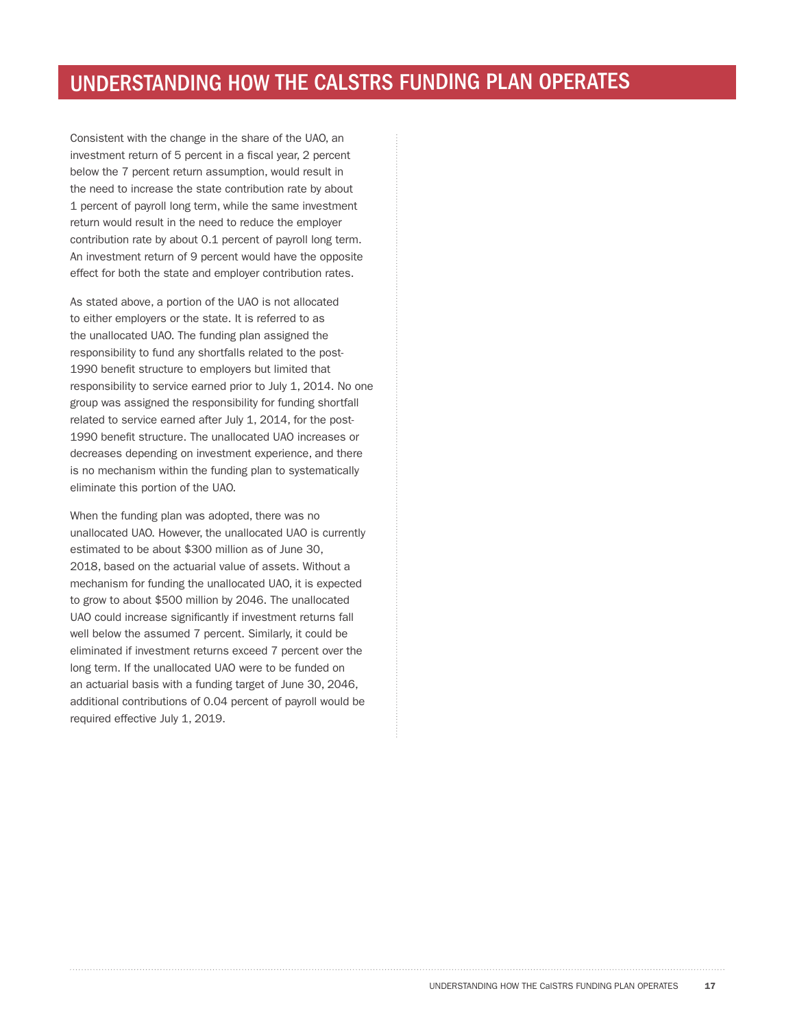# UNDERSTANDING HOW THE CALSTRS FUNDING PLAN OPERATES

Consistent with the change in the share of the UAO, an investment return of 5 percent in a fiscal year, 2 percent below the 7 percent return assumption, would result in the need to increase the state contribution rate by about 1 percent of payroll long term, while the same investment return would result in the need to reduce the employer contribution rate by about 0.1 percent of payroll long term. An investment return of 9 percent would have the opposite effect for both the state and employer contribution rates.

As stated above, a portion of the UAO is not allocated to either employers or the state. It is referred to as the unallocated UAO. The funding plan assigned the responsibility to fund any shortfalls related to the post-1990 benefit structure to employers but limited that responsibility to service earned prior to July 1, 2014. No one group was assigned the responsibility for funding shortfall related to service earned after July 1, 2014, for the post-1990 benefit structure. The unallocated UAO increases or decreases depending on investment experience, and there is no mechanism within the funding plan to systematically eliminate this portion of the UAO.

When the funding plan was adopted, there was no unallocated UAO. However, the unallocated UAO is currently estimated to be about $300 million as of June 30, 2018, based on the actuarial value of assets. Without a mechanism for funding the unallocated UAO, it is expected to grow to about $500 million by 2046. The unallocated UAO could increase significantly if investment returns fall well below the assumed 7 percent. Similarly, it could be eliminated if investment returns exceed 7 percent over the long term. If the unallocated UAO were to be funded on an actuarial basis with a funding target of June 30, 2046, additional contributions of 0.04 percent of payroll would be required effective July 1, 2019.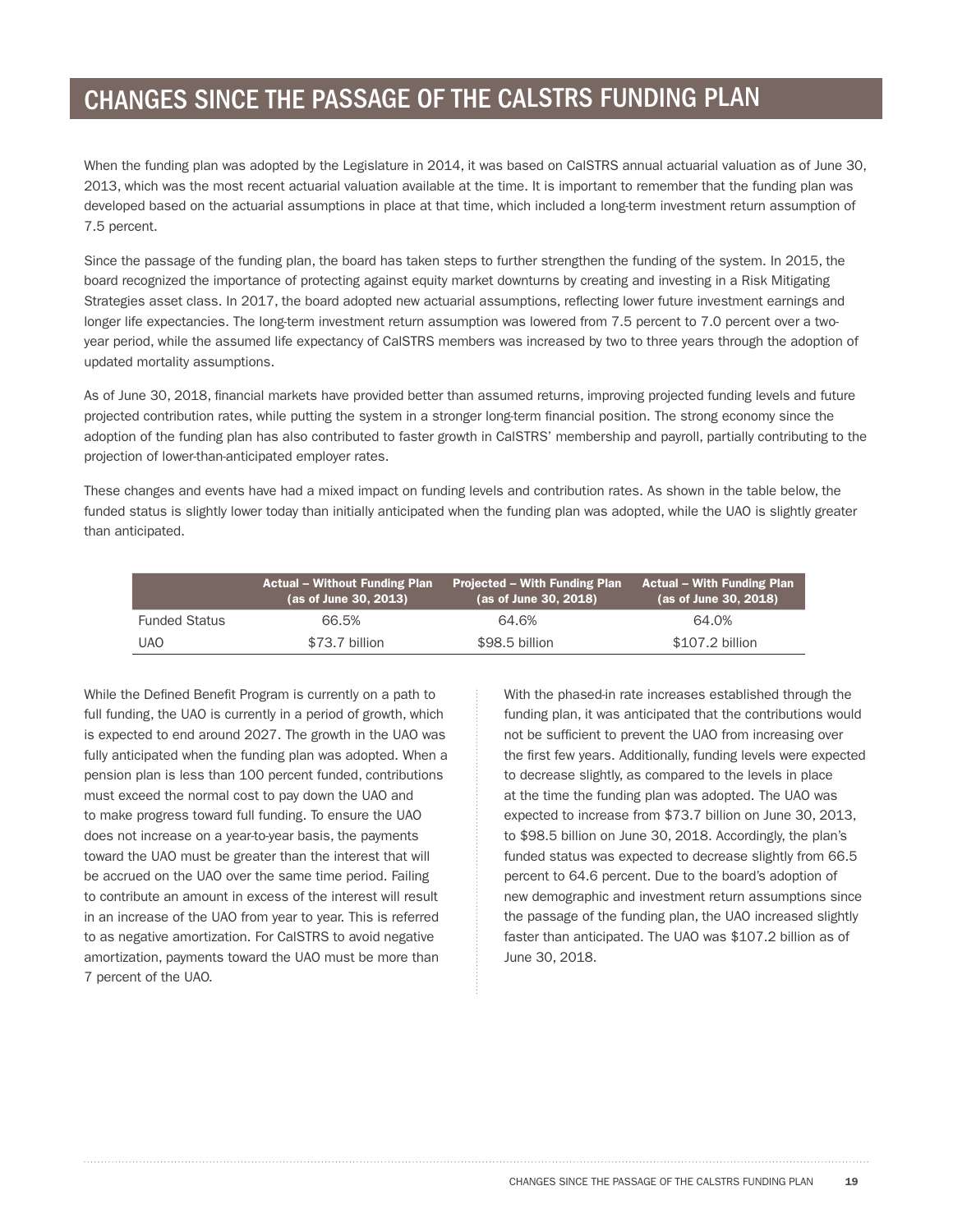# CHANGES SINCE THE PASSAGE OF THE CALSTRS FUNDING PLAN

When the funding plan was adopted by the Legislature in 2014, it was based on CalSTRS annual actuarial valuation as of June 30, 2013, which was the most recent actuarial valuation available at the time. It is important to remember that the funding plan was developed based on the actuarial assumptions in place at that time, which included a long-term investment return assumption of 7.5 percent.

Since the passage of the funding plan, the board has taken steps to further strengthen the funding of the system. In 2015, the board recognized the importance of protecting against equity market downturns by creating and investing in a Risk Mitigating Strategies asset class. In 2017, the board adopted new actuarial assumptions, reflecting lower future investment earnings and longer life expectancies. The long-term investment return assumption was lowered from 7.5 percent to 7.0 percent over a two-year period, while the assumed life expectancy of CalSTRS members was increased by two to three years through the adoption of updated mortality assumptions.

As of June 30, 2018, financial markets have provided better than assumed returns, improving projected funding levels and future projected contribution rates, while putting the system in a stronger long-term financial position. The strong economy since the adoption of the funding plan has also contributed to faster growth in CalSTRS' membership and payroll, partially contributing to the projection of lower-than-anticipated employer rates.

These changes and events have had a mixed impact on funding levels and contribution rates. As shown in the table below, the funded status is slightly lower today than initially anticipated when the funding plan was adopted, while the UAO is slightly greater than anticipated.

| | Actual – Without Funding Plan (as of June 30, 2013) | Projected – With Funding Plan (as of June 30, 2018) | Actual – With Funding Plan (as of June 30, 2018) |
|---|---|---|---|
| Funded Status | 66.5% | 64.6% | 64.0% |
| UAO | $73.7 billion | $98.5 billion | $107.2 billion |

While the Defined Benefit Program is currently on a path to full funding, the UAO is currently in a period of growth, which is expected to end around 2027. The growth in the UAO was fully anticipated when the funding plan was adopted. When a pension plan is less than 100 percent funded, contributions must exceed the normal cost to pay down the UAO and to make progress toward full funding. To ensure the UAO does not increase on a year-to-year basis, the payments toward the UAO must be greater than the interest that will be accrued on the UAO over the same time period. Failing to contribute an amount in excess of the interest will result in an increase of the UAO from year to year. This is referred to as negative amortization. For CalSTRS to avoid negative amortization, payments toward the UAO must be more than 7 percent of the UAO.

With the phased-in rate increases established through the funding plan, it was anticipated that the contributions would not be sufficient to prevent the UAO from increasing over the first few years. Additionally, funding levels were expected to decrease slightly, as compared to the levels in place at the time the funding plan was adopted. The UAO was expected to increase from $73.7 billion on June 30, 2013, to $98.5 billion on June 30, 2018. Accordingly, the plan's funded status was expected to decrease slightly from 66.5 percent to 64.6 percent. Due to the board's adoption of new demographic and investment return assumptions since the passage of the funding plan, the UAO increased slightly faster than anticipated. The UAO was $107.2 billion as of June 30, 2018.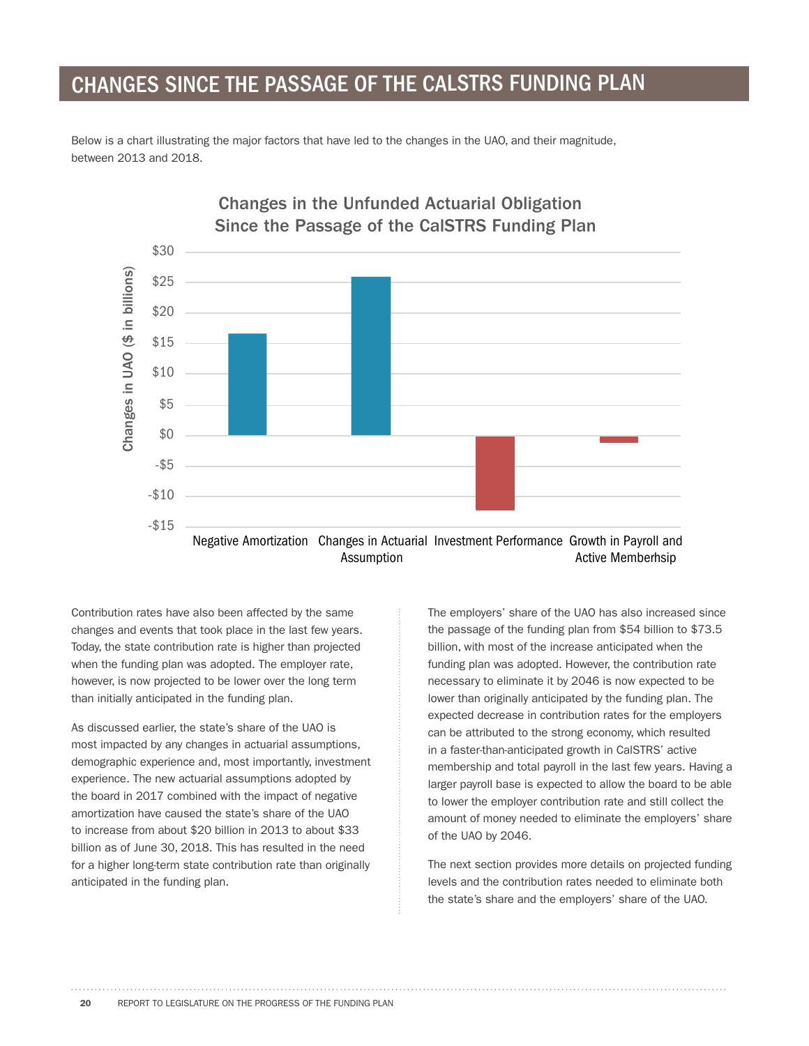# CHANGES SINCE THE PASSAGE OF THE CALSTRS FUNDING PLAN

Below is a chart illustrating the major factors that have led to the changes in the UAO, and their magnitude, between 2013 and 2018.

**Changes in the Unfunded Actuarial Obligation Since the Passage of the CalSTRS Funding Plan**

| Factor | Changes in UAO ($ in billions) |
|---|---|
| Negative Amortization | ~$16.5 |
| Changes in Actuarial Assumption | ~$26 |
| Investment Performance | ~-$12 |
| Growth in Payroll and Active Memberhsip | ~-$1 |

Contribution rates have also been affected by the same changes and events that took place in the last few years. Today, the state contribution rate is higher than projected when the funding plan was adopted. The employer rate, however, is now projected to be lower over the long term than initially anticipated in the funding plan.

As discussed earlier, the state's share of the UAO is most impacted by any changes in actuarial assumptions, demographic experience and, most importantly, investment experience. The new actuarial assumptions adopted by the board in 2017 combined with the impact of negative amortization have caused the state's share of the UAO to increase from about $20 billion in 2013 to about $33 billion as of June 30, 2018. This has resulted in the need for a higher long-term state contribution rate than originally anticipated in the funding plan.

The employers' share of the UAO has also increased since the passage of the funding plan from $54 billion to $73.5 billion, with most of the increase anticipated when the funding plan was adopted. However, the contribution rate necessary to eliminate it by 2046 is now expected to be lower than originally anticipated by the funding plan. The expected decrease in contribution rates for the employers can be attributed to the strong economy, which resulted in a faster-than-anticipated growth in CalSTRS' active membership and total payroll in the last few years. Having a larger payroll base is expected to allow the board to be able to lower the employer contribution rate and still collect the amount of money needed to eliminate the employers' share of the UAO by 2046.

The next section provides more details on projected funding levels and the contribution rates needed to eliminate both the state's share and the employers' share of the UAO.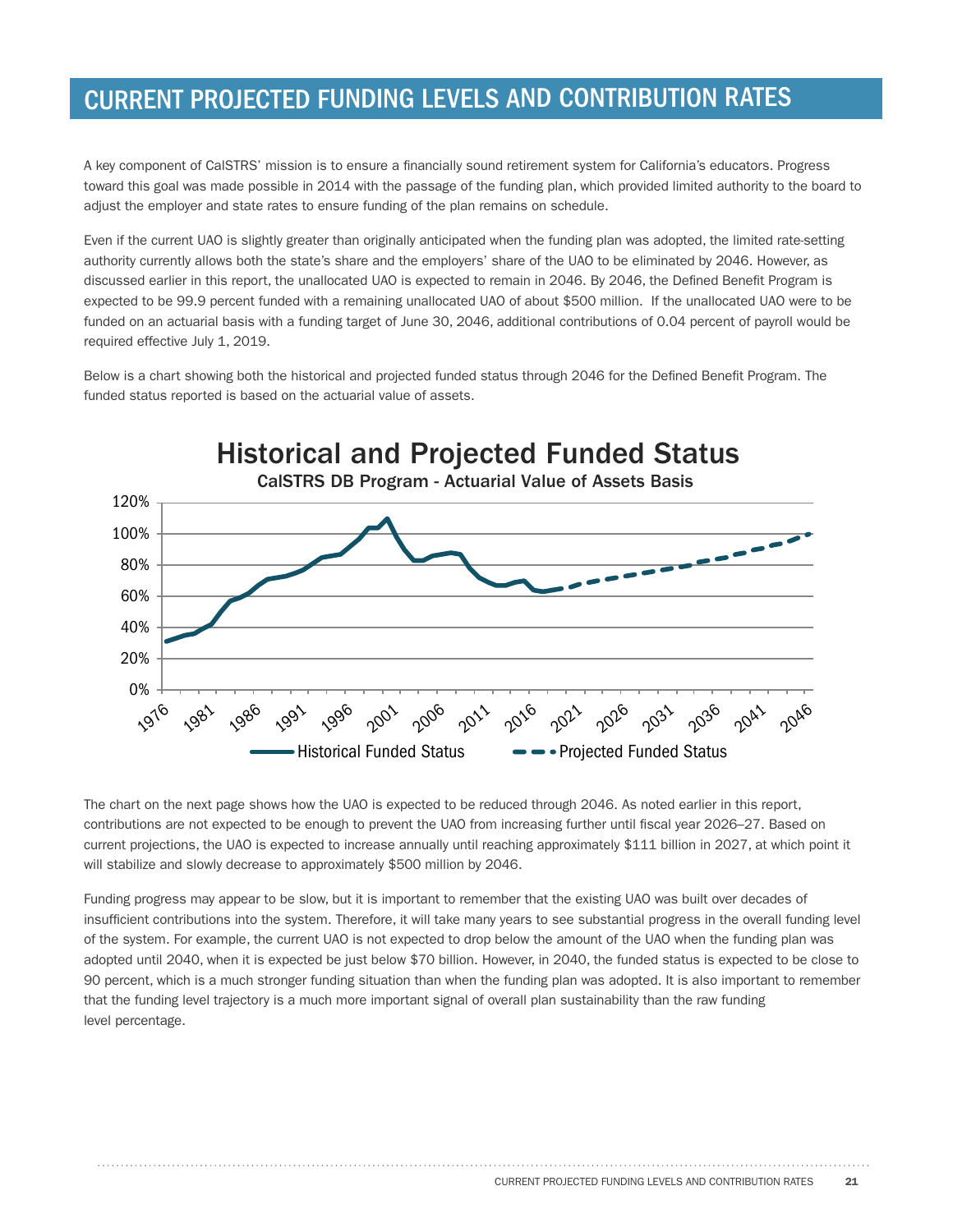# CURRENT PROJECTED FUNDING LEVELS AND CONTRIBUTION RATES

A key component of CalSTRS' mission is to ensure a financially sound retirement system for California's educators. Progress toward this goal was made possible in 2014 with the passage of the funding plan, which provided limited authority to the board to adjust the employer and state rates to ensure funding of the plan remains on schedule.

Even if the current UAO is slightly greater than originally anticipated when the funding plan was adopted, the limited rate-setting authority currently allows both the state's share and the employers' share of the UAO to be eliminated by 2046. However, as discussed earlier in this report, the unallocated UAO is expected to remain in 2046. By 2046, the Defined Benefit Program is expected to be 99.9 percent funded with a remaining unallocated UAO of about $500 million. If the unallocated UAO were to be funded on an actuarial basis with a funding target of June 30, 2046, additional contributions of 0.04 percent of payroll would be required effective July 1, 2019.

Below is a chart showing both the historical and projected funded status through 2046 for the Defined Benefit Program. The funded status reported is based on the actuarial value of assets.

**Historical and Projected Funded Status**

CalSTRS DB Program - Actuarial Value of Assets Basis

Y-axis: 0% to 120%. X-axis: 1976 to 2046. Legend: Historical Funded Status (solid line); Projected Funded Status (dashed line).

The chart on the next page shows how the UAO is expected to be reduced through 2046. As noted earlier in this report, contributions are not expected to be enough to prevent the UAO from increasing further until fiscal year 2026–27. Based on current projections, the UAO is expected to increase annually until reaching approximately $111 billion in 2027, at which point it will stabilize and slowly decrease to approximately $500 million by 2046.

Funding progress may appear to be slow, but it is important to remember that the existing UAO was built over decades of insufficient contributions into the system. Therefore, it will take many years to see substantial progress in the overall funding level of the system. For example, the current UAO is not expected to drop below the amount of the UAO when the funding plan was adopted until 2040, when it is expected be just below $70 billion. However, in 2040, the funded status is expected to be close to 90 percent, which is a much stronger funding situation than when the funding plan was adopted. It is also important to remember that the funding level trajectory is a much more important signal of overall plan sustainability than the raw funding level percentage.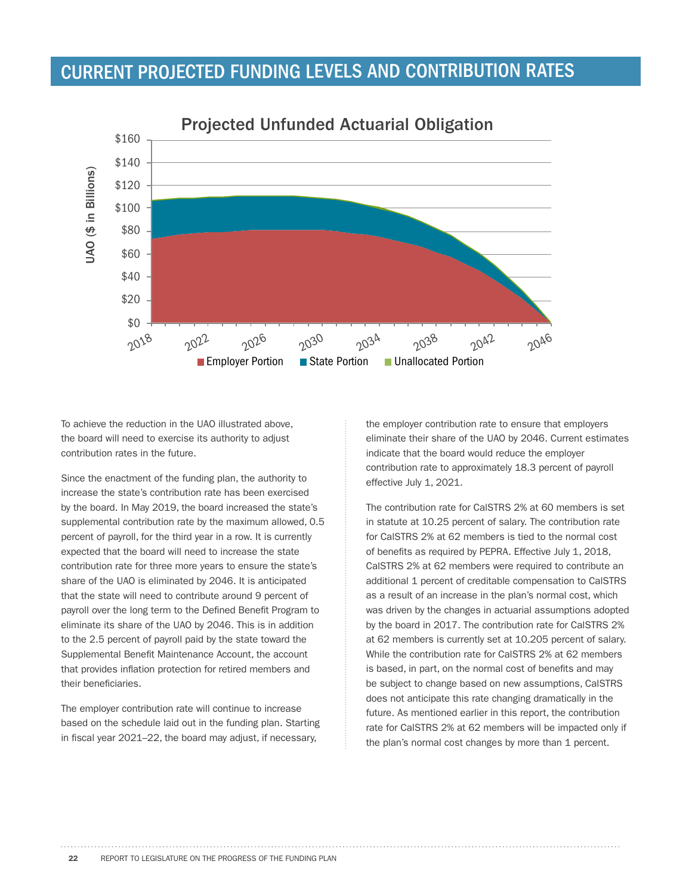# CURRENT PROJECTED FUNDING LEVELS AND CONTRIBUTION RATES

To achieve the reduction in the UAO illustrated above, the board will need to exercise its authority to adjust contribution rates in the future.

Since the enactment of the funding plan, the authority to increase the state's contribution rate has been exercised by the board. In May 2019, the board increased the state's supplemental contribution rate by the maximum allowed, 0.5 percent of payroll, for the third year in a row. It is currently expected that the board will need to increase the state contribution rate for three more years to ensure the state's share of the UAO is eliminated by 2046. It is anticipated that the state will need to contribute around 9 percent of payroll over the long term to the Defined Benefit Program to eliminate its share of the UAO by 2046. This is in addition to the 2.5 percent of payroll paid by the state toward the Supplemental Benefit Maintenance Account, the account that provides inflation protection for retired members and their beneficiaries.

The employer contribution rate will continue to increase based on the schedule laid out in the funding plan. Starting in fiscal year 2021–22, the board may adjust, if necessary, the employer contribution rate to ensure that employers eliminate their share of the UAO by 2046. Current estimates indicate that the board would reduce the employer contribution rate to approximately 18.3 percent of payroll effective July 1, 2021.

The contribution rate for CalSTRS 2% at 60 members is set in statute at 10.25 percent of salary. The contribution rate for CalSTRS 2% at 62 members is tied to the normal cost of benefits as required by PEPRA. Effective July 1, 2018, CalSTRS 2% at 62 members were required to contribute an additional 1 percent of creditable compensation to CalSTRS as a result of an increase in the plan's normal cost, which was driven by the changes in actuarial assumptions adopted by the board in 2017. The contribution rate for CalSTRS 2% at 62 members is currently set at 10.205 percent of salary. While the contribution rate for CalSTRS 2% at 62 members is based, in part, on the normal cost of benefits and may be subject to change based on new assumptions, CalSTRS does not anticipate this rate changing dramatically in the future. As mentioned earlier in this report, the contribution rate for CalSTRS 2% at 62 members will be impacted only if the plan's normal cost changes by more than 1 percent.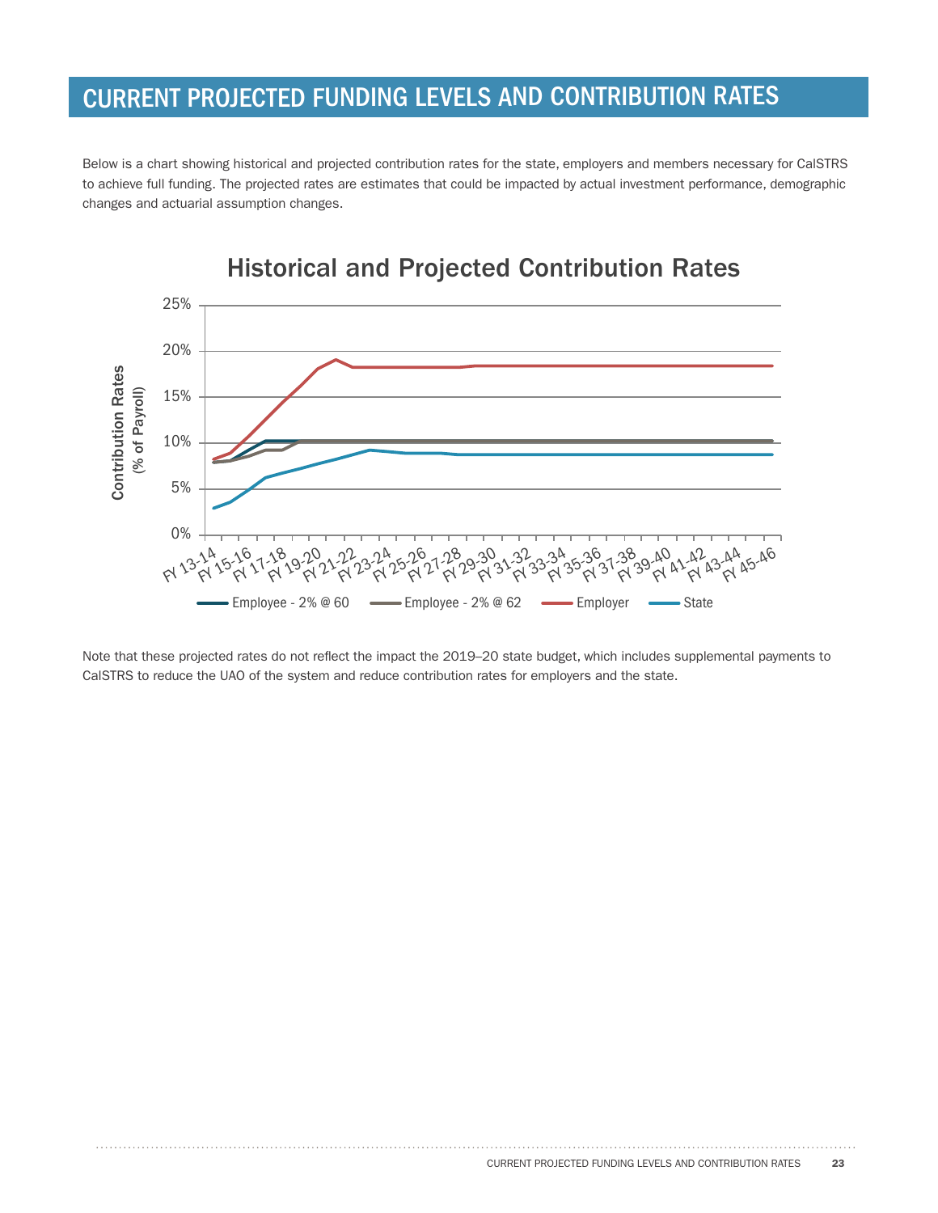# CURRENT PROJECTED FUNDING LEVELS AND CONTRIBUTION RATES

Below is a chart showing historical and projected contribution rates for the state, employers and members necessary for CalSTRS to achieve full funding. The projected rates are estimates that could be impacted by actual investment performance, demographic changes and actuarial assumption changes.

## Historical and Projected Contribution Rates

Contribution Rates (% of Payroll)

25%
20%
15%
10%
5%
0%

FY 13-14, FY 15-16, FY 17-18, FY 19-20, FY 21-22, FY 23-24, FY 25-26, FY 27-28, FY 29-30, FY 31-32, FY 33-34, FY 35-36, FY 37-38, FY 39-40, FY 41-42, FY 43-44, FY 45-46

Employee - 2% @ 60 | Employee - 2% @ 62 | Employer | State

Note that these projected rates do not reflect the impact the 2019–20 state budget, which includes supplemental payments to CalSTRS to reduce the UAO of the system and reduce contribution rates for employers and the state.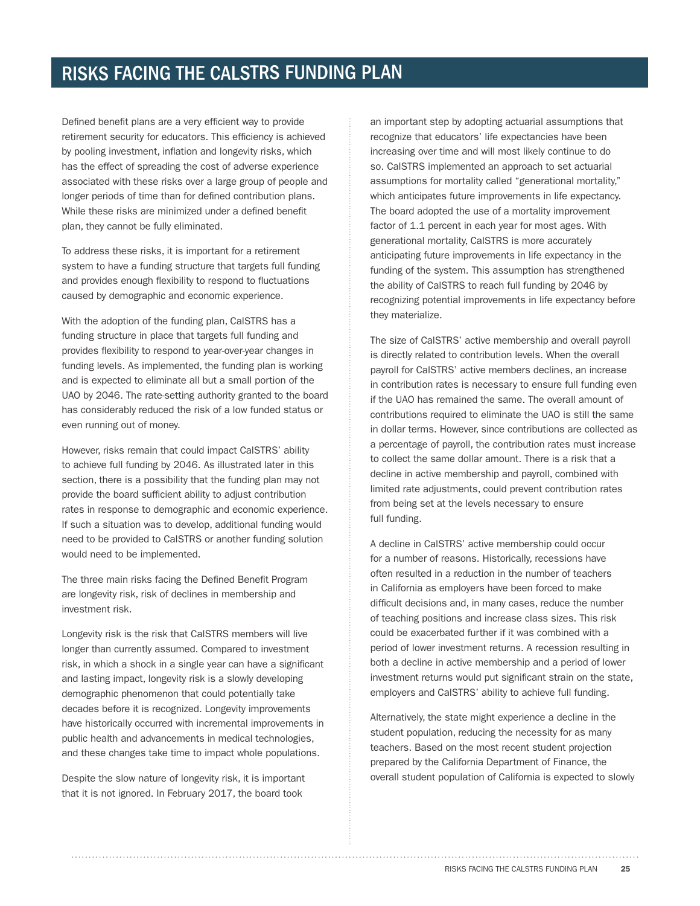# RISKS FACING THE CALSTRS FUNDING PLAN

Defined benefit plans are a very efficient way to provide retirement security for educators. This efficiency is achieved by pooling investment, inflation and longevity risks, which has the effect of spreading the cost of adverse experience associated with these risks over a large group of people and longer periods of time than for defined contribution plans. While these risks are minimized under a defined benefit plan, they cannot be fully eliminated.

To address these risks, it is important for a retirement system to have a funding structure that targets full funding and provides enough flexibility to respond to fluctuations caused by demographic and economic experience.

With the adoption of the funding plan, CalSTRS has a funding structure in place that targets full funding and provides flexibility to respond to year-over-year changes in funding levels. As implemented, the funding plan is working and is expected to eliminate all but a small portion of the UAO by 2046. The rate-setting authority granted to the board has considerably reduced the risk of a low funded status or even running out of money.

However, risks remain that could impact CalSTRS' ability to achieve full funding by 2046. As illustrated later in this section, there is a possibility that the funding plan may not provide the board sufficient ability to adjust contribution rates in response to demographic and economic experience. If such a situation was to develop, additional funding would need to be provided to CalSTRS or another funding solution would need to be implemented.

The three main risks facing the Defined Benefit Program are longevity risk, risk of declines in membership and investment risk.

Longevity risk is the risk that CalSTRS members will live longer than currently assumed. Compared to investment risk, in which a shock in a single year can have a significant and lasting impact, longevity risk is a slowly developing demographic phenomenon that could potentially take decades before it is recognized. Longevity improvements have historically occurred with incremental improvements in public health and advancements in medical technologies, and these changes take time to impact whole populations.

Despite the slow nature of longevity risk, it is important that it is not ignored. In February 2017, the board took an important step by adopting actuarial assumptions that recognize that educators' life expectancies have been increasing over time and will most likely continue to do so. CalSTRS implemented an approach to set actuarial assumptions for mortality called "generational mortality," which anticipates future improvements in life expectancy. The board adopted the use of a mortality improvement factor of 1.1 percent in each year for most ages. With generational mortality, CalSTRS is more accurately anticipating future improvements in life expectancy in the funding of the system. This assumption has strengthened the ability of CalSTRS to reach full funding by 2046 by recognizing potential improvements in life expectancy before they materialize.

The size of CalSTRS' active membership and overall payroll is directly related to contribution levels. When the overall payroll for CalSTRS' active members declines, an increase in contribution rates is necessary to ensure full funding even if the UAO has remained the same. The overall amount of contributions required to eliminate the UAO is still the same in dollar terms. However, since contributions are collected as a percentage of payroll, the contribution rates must increase to collect the same dollar amount. There is a risk that a decline in active membership and payroll, combined with limited rate adjustments, could prevent contribution rates from being set at the levels necessary to ensure full funding.

A decline in CalSTRS' active membership could occur for a number of reasons. Historically, recessions have often resulted in a reduction in the number of teachers in California as employers have been forced to make difficult decisions and, in many cases, reduce the number of teaching positions and increase class sizes. This risk could be exacerbated further if it was combined with a period of lower investment returns. A recession resulting in both a decline in active membership and a period of lower investment returns would put significant strain on the state, employers and CalSTRS' ability to achieve full funding.

Alternatively, the state might experience a decline in the student population, reducing the necessity for as many teachers. Based on the most recent student projection prepared by the California Department of Finance, the overall student population of California is expected to slowly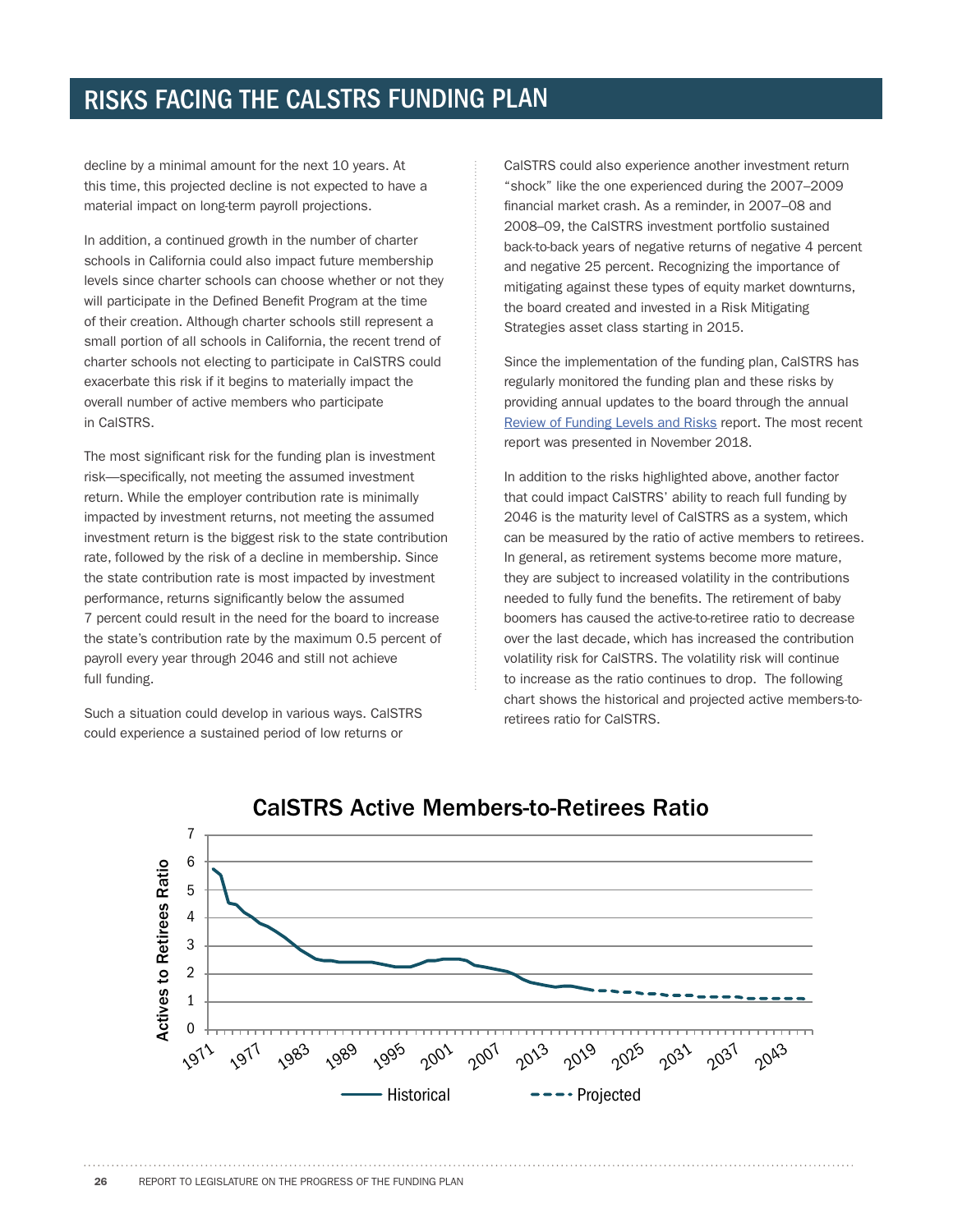# RISKS FACING THE CALSTRS FUNDING PLAN

decline by a minimal amount for the next 10 years. At this time, this projected decline is not expected to have a material impact on long-term payroll projections.

In addition, a continued growth in the number of charter schools in California could also impact future membership levels since charter schools can choose whether or not they will participate in the Defined Benefit Program at the time of their creation. Although charter schools still represent a small portion of all schools in California, the recent trend of charter schools not electing to participate in CalSTRS could exacerbate this risk if it begins to materially impact the overall number of active members who participate in CalSTRS.

The most significant risk for the funding plan is investment risk—specifically, not meeting the assumed investment return. While the employer contribution rate is minimally impacted by investment returns, not meeting the assumed investment return is the biggest risk to the state contribution rate, followed by the risk of a decline in membership. Since the state contribution rate is most impacted by investment performance, returns significantly below the assumed 7 percent could result in the need for the board to increase the state's contribution rate by the maximum 0.5 percent of payroll every year through 2046 and still not achieve full funding.

Such a situation could develop in various ways. CalSTRS could experience a sustained period of low returns or CalSTRS could also experience another investment return "shock" like the one experienced during the 2007–2009 financial market crash. As a reminder, in 2007–08 and 2008–09, the CalSTRS investment portfolio sustained back-to-back years of negative returns of negative 4 percent and negative 25 percent. Recognizing the importance of mitigating against these types of equity market downturns, the board created and invested in a Risk Mitigating Strategies asset class starting in 2015.

Since the implementation of the funding plan, CalSTRS has regularly monitored the funding plan and these risks by providing annual updates to the board through the annual [Review of Funding Levels and Risks]() report. The most recent report was presented in November 2018.

In addition to the risks highlighted above, another factor that could impact CalSTRS' ability to reach full funding by 2046 is the maturity level of CalSTRS as a system, which can be measured by the ratio of active members to retirees. In general, as retirement systems become more mature, they are subject to increased volatility in the contributions needed to fully fund the benefits. The retirement of baby boomers has caused the active-to-retiree ratio to decrease over the last decade, which has increased the contribution volatility risk for CalSTRS. The volatility risk will continue to increase as the ratio continues to drop. The following chart shows the historical and projected active members-to-retirees ratio for CalSTRS.

**CalSTRS Active Members-to-Retirees Ratio**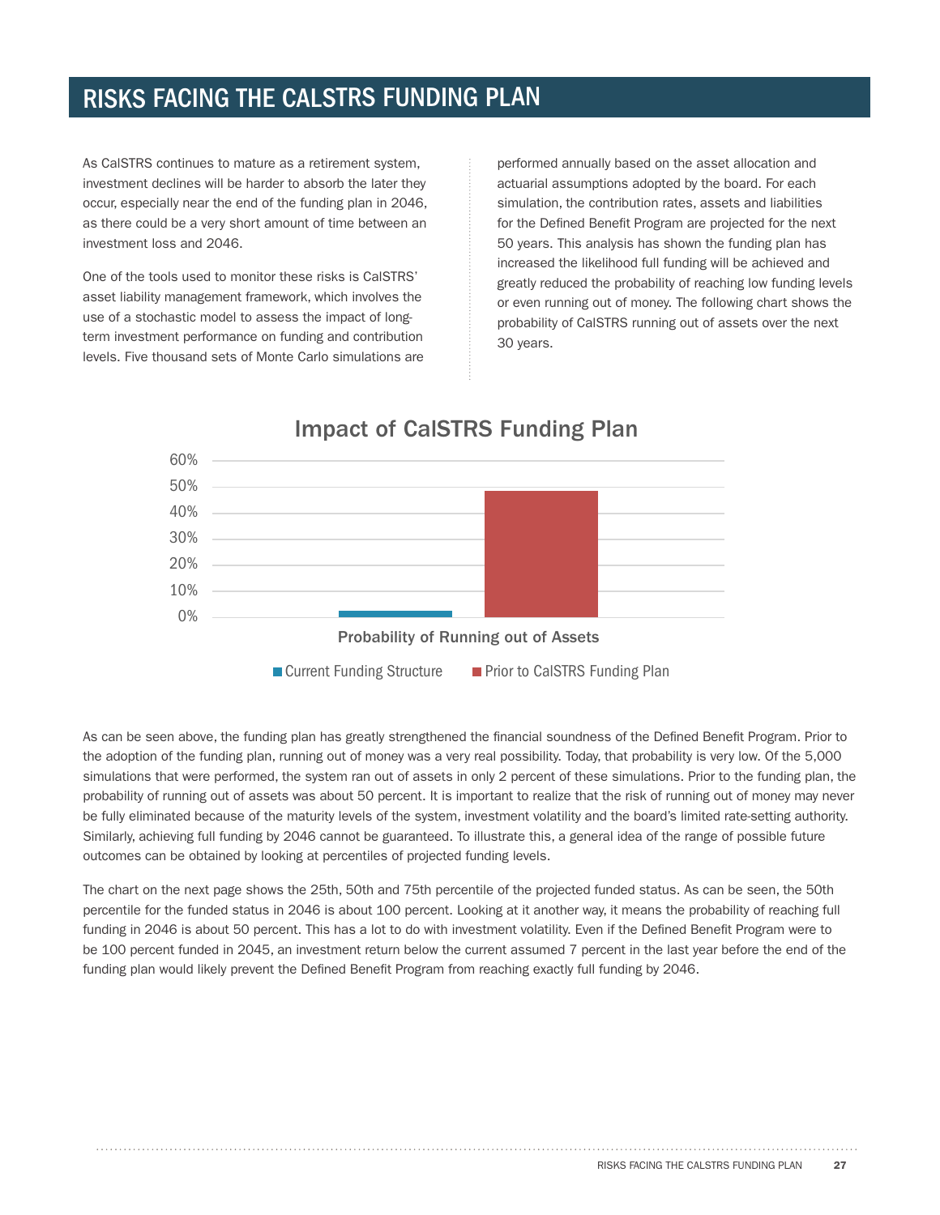# RISKS FACING THE CALSTRS FUNDING PLAN

As CalSTRS continues to mature as a retirement system, investment declines will be harder to absorb the later they occur, especially near the end of the funding plan in 2046, as there could be a very short amount of time between an investment loss and 2046.

One of the tools used to monitor these risks is CalSTRS' asset liability management framework, which involves the use of a stochastic model to assess the impact of long-term investment performance on funding and contribution levels. Five thousand sets of Monte Carlo simulations are performed annually based on the asset allocation and actuarial assumptions adopted by the board. For each simulation, the contribution rates, assets and liabilities for the Defined Benefit Program are projected for the next 50 years. This analysis has shown the funding plan has increased the likelihood full funding will be achieved and greatly reduced the probability of reaching low funding levels or even running out of money. The following chart shows the probability of CalSTRS running out of assets over the next 30 years.

**Impact of CalSTRS Funding Plan**

Probability of Running out of Assets

Current Funding Structure | Prior to CalSTRS Funding Plan

As can be seen above, the funding plan has greatly strengthened the financial soundness of the Defined Benefit Program. Prior to the adoption of the funding plan, running out of money was a very real possibility. Today, that probability is very low. Of the 5,000 simulations that were performed, the system ran out of assets in only 2 percent of these simulations. Prior to the funding plan, the probability of running out of assets was about 50 percent. It is important to realize that the risk of running out of money may never be fully eliminated because of the maturity levels of the system, investment volatility and the board's limited rate-setting authority. Similarly, achieving full funding by 2046 cannot be guaranteed. To illustrate this, a general idea of the range of possible future outcomes can be obtained by looking at percentiles of projected funding levels.

The chart on the next page shows the 25th, 50th and 75th percentile of the projected funded status. As can be seen, the 50th percentile for the funded status in 2046 is about 100 percent. Looking at it another way, it means the probability of reaching full funding in 2046 is about 50 percent. This has a lot to do with investment volatility. Even if the Defined Benefit Program were to be 100 percent funded in 2045, an investment return below the current assumed 7 percent in the last year before the end of the funding plan would likely prevent the Defined Benefit Program from reaching exactly full funding by 2046.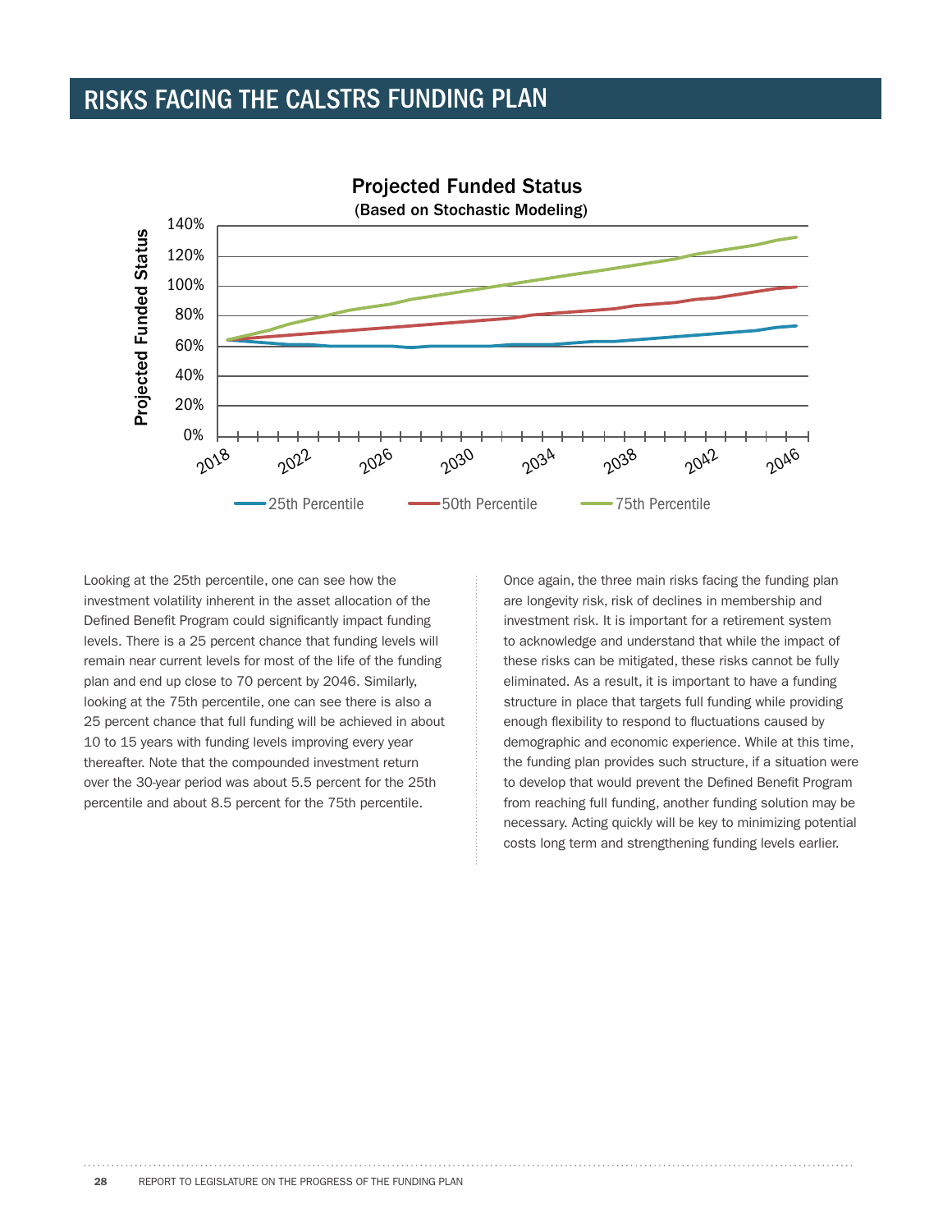# RISKS FACING THE CALSTRS FUNDING PLAN

**Projected Funded Status**
(Based on Stochastic Modeling)

Looking at the 25th percentile, one can see how the investment volatility inherent in the asset allocation of the Defined Benefit Program could significantly impact funding levels. There is a 25 percent chance that funding levels will remain near current levels for most of the life of the funding plan and end up close to 70 percent by 2046. Similarly, looking at the 75th percentile, one can see there is also a 25 percent chance that full funding will be achieved in about 10 to 15 years with funding levels improving every year thereafter. Note that the compounded investment return over the 30-year period was about 5.5 percent for the 25th percentile and about 8.5 percent for the 75th percentile.

Once again, the three main risks facing the funding plan are longevity risk, risk of declines in membership and investment risk. It is important for a retirement system to acknowledge and understand that while the impact of these risks can be mitigated, these risks cannot be fully eliminated. As a result, it is important to have a funding structure in place that targets full funding while providing enough flexibility to respond to fluctuations caused by demographic and economic experience. While at this time, the funding plan provides such structure, if a situation were to develop that would prevent the Defined Benefit Program from reaching full funding, another funding solution may be necessary. Acting quickly will be key to minimizing potential costs long term and strengthening funding levels earlier.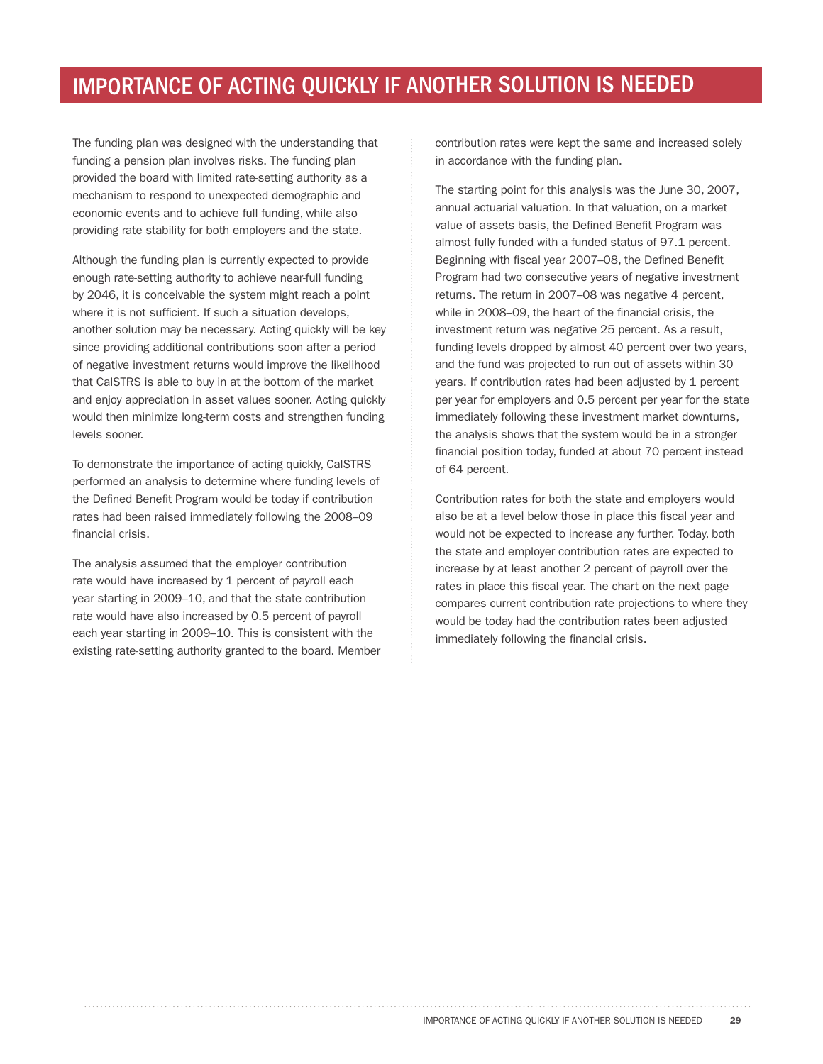# IMPORTANCE OF ACTING QUICKLY IF ANOTHER SOLUTION IS NEEDED

The funding plan was designed with the understanding that funding a pension plan involves risks. The funding plan provided the board with limited rate-setting authority as a mechanism to respond to unexpected demographic and economic events and to achieve full funding, while also providing rate stability for both employers and the state.

Although the funding plan is currently expected to provide enough rate-setting authority to achieve near-full funding by 2046, it is conceivable the system might reach a point where it is not sufficient. If such a situation develops, another solution may be necessary. Acting quickly will be key since providing additional contributions soon after a period of negative investment returns would improve the likelihood that CalSTRS is able to buy in at the bottom of the market and enjoy appreciation in asset values sooner. Acting quickly would then minimize long-term costs and strengthen funding levels sooner.

To demonstrate the importance of acting quickly, CalSTRS performed an analysis to determine where funding levels of the Defined Benefit Program would be today if contribution rates had been raised immediately following the 2008–09 financial crisis.

The analysis assumed that the employer contribution rate would have increased by 1 percent of payroll each year starting in 2009–10, and that the state contribution rate would have also increased by 0.5 percent of payroll each year starting in 2009–10. This is consistent with the existing rate-setting authority granted to the board. Member contribution rates were kept the same and increased solely in accordance with the funding plan.

The starting point for this analysis was the June 30, 2007, annual actuarial valuation. In that valuation, on a market value of assets basis, the Defined Benefit Program was almost fully funded with a funded status of 97.1 percent. Beginning with fiscal year 2007–08, the Defined Benefit Program had two consecutive years of negative investment returns. The return in 2007–08 was negative 4 percent, while in 2008–09, the heart of the financial crisis, the investment return was negative 25 percent. As a result, funding levels dropped by almost 40 percent over two years, and the fund was projected to run out of assets within 30 years. If contribution rates had been adjusted by 1 percent per year for employers and 0.5 percent per year for the state immediately following these investment market downturns, the analysis shows that the system would be in a stronger financial position today, funded at about 70 percent instead of 64 percent.

Contribution rates for both the state and employers would also be at a level below those in place this fiscal year and would not be expected to increase any further. Today, both the state and employer contribution rates are expected to increase by at least another 2 percent of payroll over the rates in place this fiscal year. The chart on the next page compares current contribution rate projections to where they would be today had the contribution rates been adjusted immediately following the financial crisis.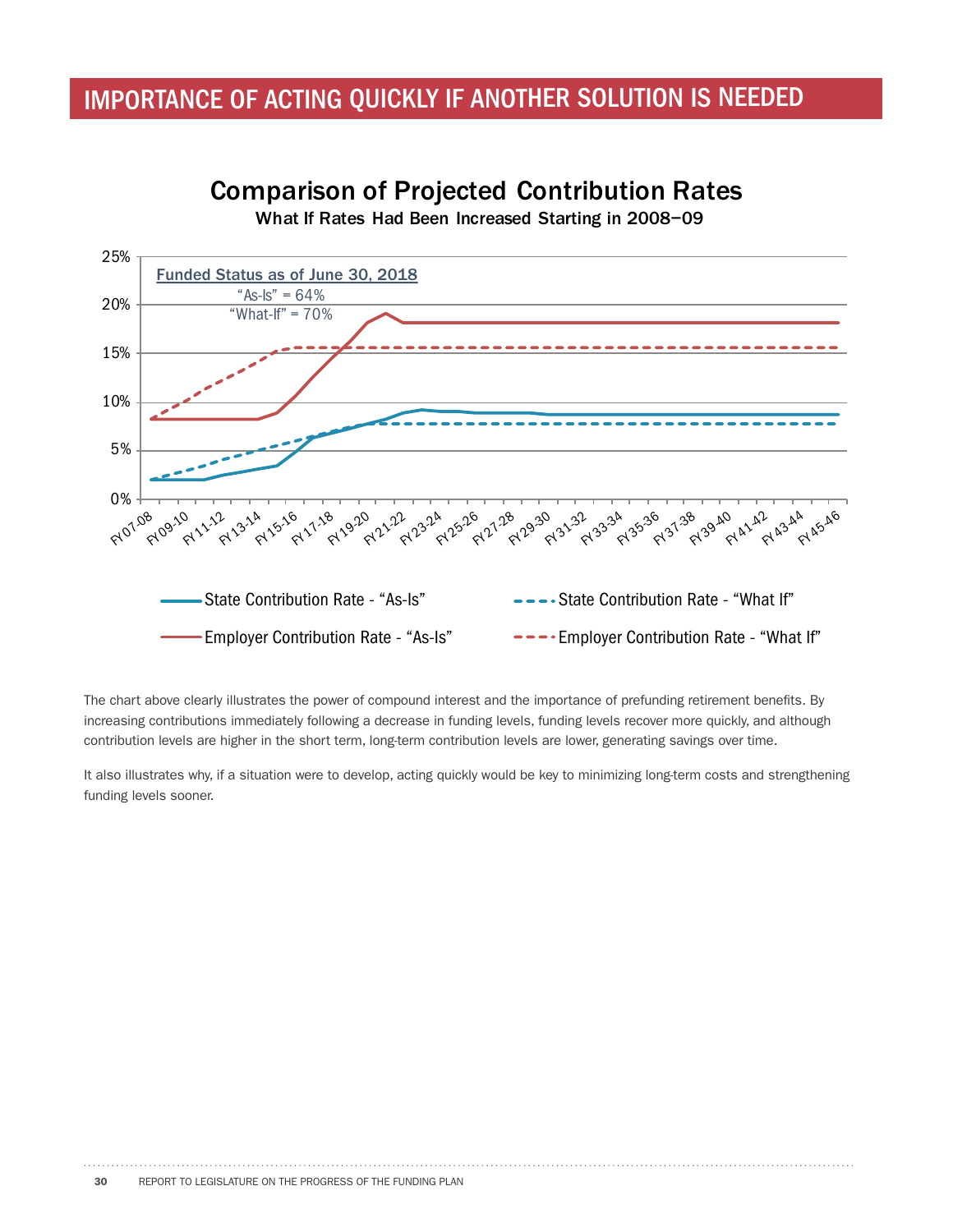## IMPORTANCE OF ACTING QUICKLY IF ANOTHER SOLUTION IS NEEDED

### Comparison of Projected Contribution Rates

What If Rates Had Been Increased Starting in 2008–09

Funded Status as of June 30, 2018
"As-Is" = 64%
"What-If" = 70%

State Contribution Rate - "As-Is"
State Contribution Rate - "What If"
Employer Contribution Rate - "As-Is"
Employer Contribution Rate - "What If"

The chart above clearly illustrates the power of compound interest and the importance of prefunding retirement benefits. By increasing contributions immediately following a decrease in funding levels, funding levels recover more quickly, and although contribution levels are higher in the short term, long-term contribution levels are lower, generating savings over time.

It also illustrates why, if a situation were to develop, acting quickly would be key to minimizing long-term costs and strengthening funding levels sooner.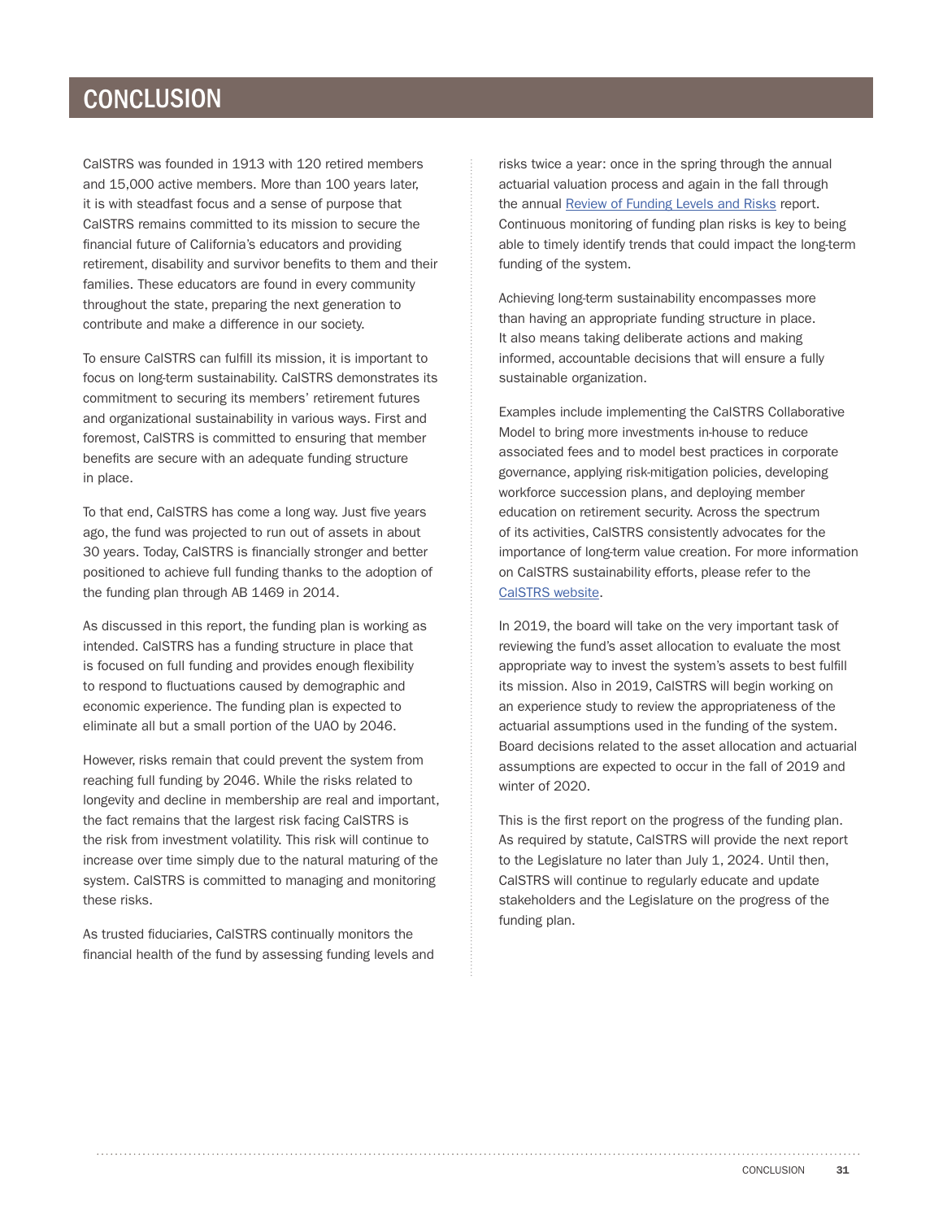# CONCLUSION

CalSTRS was founded in 1913 with 120 retired members and 15,000 active members. More than 100 years later, it is with steadfast focus and a sense of purpose that CalSTRS remains committed to its mission to secure the financial future of California's educators and providing retirement, disability and survivor benefits to them and their families. These educators are found in every community throughout the state, preparing the next generation to contribute and make a difference in our society.

To ensure CalSTRS can fulfill its mission, it is important to focus on long-term sustainability. CalSTRS demonstrates its commitment to securing its members' retirement futures and organizational sustainability in various ways. First and foremost, CalSTRS is committed to ensuring that member benefits are secure with an adequate funding structure in place.

To that end, CalSTRS has come a long way. Just five years ago, the fund was projected to run out of assets in about 30 years. Today, CalSTRS is financially stronger and better positioned to achieve full funding thanks to the adoption of the funding plan through AB 1469 in 2014.

As discussed in this report, the funding plan is working as intended. CalSTRS has a funding structure in place that is focused on full funding and provides enough flexibility to respond to fluctuations caused by demographic and economic experience. The funding plan is expected to eliminate all but a small portion of the UAO by 2046.

However, risks remain that could prevent the system from reaching full funding by 2046. While the risks related to longevity and decline in membership are real and important, the fact remains that the largest risk facing CalSTRS is the risk from investment volatility. This risk will continue to increase over time simply due to the natural maturing of the system. CalSTRS is committed to managing and monitoring these risks.

As trusted fiduciaries, CalSTRS continually monitors the financial health of the fund by assessing funding levels and risks twice a year: once in the spring through the annual actuarial valuation process and again in the fall through the annual Review of Funding Levels and Risks report. Continuous monitoring of funding plan risks is key to being able to timely identify trends that could impact the long-term funding of the system.

Achieving long-term sustainability encompasses more than having an appropriate funding structure in place. It also means taking deliberate actions and making informed, accountable decisions that will ensure a fully sustainable organization.

Examples include implementing the CalSTRS Collaborative Model to bring more investments in-house to reduce associated fees and to model best practices in corporate governance, applying risk-mitigation policies, developing workforce succession plans, and deploying member education on retirement security. Across the spectrum of its activities, CalSTRS consistently advocates for the importance of long-term value creation. For more information on CalSTRS sustainability efforts, please refer to the CalSTRS website.

In 2019, the board will take on the very important task of reviewing the fund's asset allocation to evaluate the most appropriate way to invest the system's assets to best fulfill its mission. Also in 2019, CalSTRS will begin working on an experience study to review the appropriateness of the actuarial assumptions used in the funding of the system. Board decisions related to the asset allocation and actuarial assumptions are expected to occur in the fall of 2019 and winter of 2020.

This is the first report on the progress of the funding plan. As required by statute, CalSTRS will provide the next report to the Legislature no later than July 1, 2024. Until then, CalSTRS will continue to regularly educate and update stakeholders and the Legislature on the progress of the funding plan.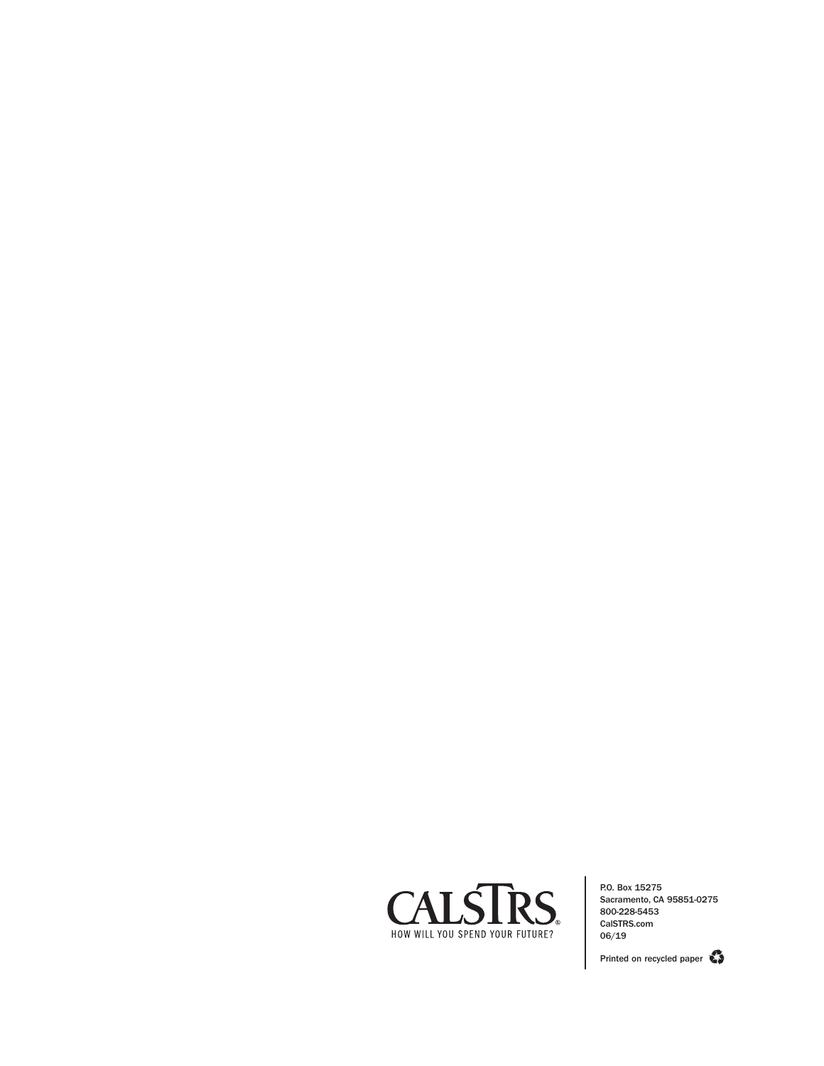CALSTRS
HOW WILL YOU SPEND YOUR FUTURE?

P.O. Box 15275
Sacramento, CA 95851-0275
800-228-5453
CalSTRS.com
06/19

Printed on recycled paper